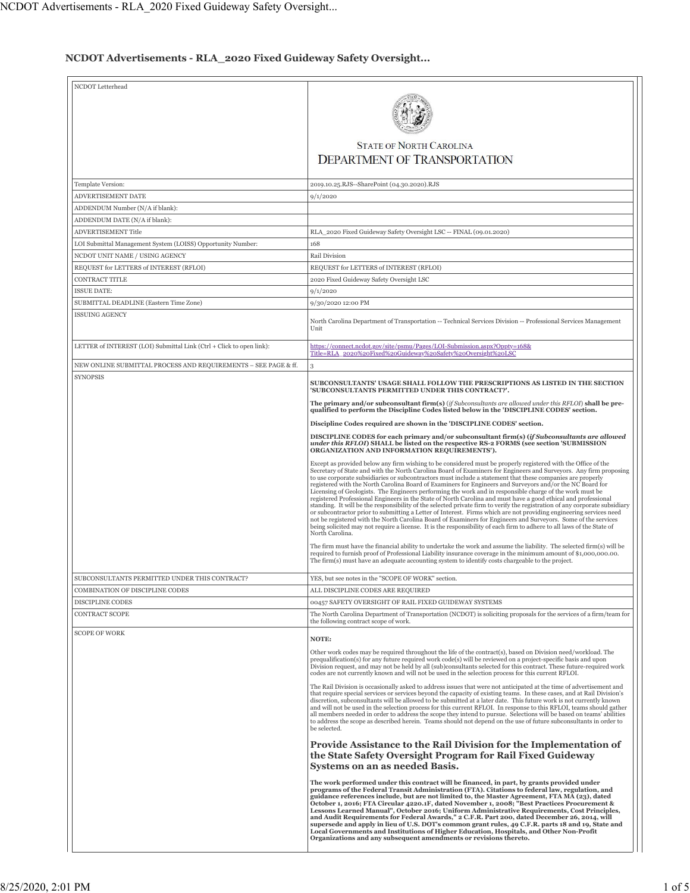# NCDOT Advertisements - RLA_2020 Fixed Guideway Safety Oversight...

| NCDOT Letterhead | STATE OF NORTH CAROLINA<br>DEPARTMENT OF TRANSPORTATION |
|---|---|
| Template Version: | 2019.10.25.RJS--SharePoint (04.30.2020).RJS |
| ADVERTISEMENT DATE | 9/1/2020 |
| ADDENDUM Number (N/A if blank): | |
| ADDENDUM DATE (N/A if blank): | |
| ADVERTISEMENT Title | RLA_2020 Fixed Guideway Safety Oversight LSC -- FINAL (09.01.2020) |
| LOI Submittal Management System (LOISS) Opportunity Number: | 168 |
| NCDOT UNIT NAME / USING AGENCY | Rail Division |
| REQUEST for LETTERS of INTEREST (RFLOI) | REQUEST for LETTERS of INTEREST (RFLOI) |
| CONTRACT TITLE | 2020 Fixed Guideway Safety Oversight LSC |
| ISSUE DATE: | 9/1/2020 |
| SUBMITTAL DEADLINE (Eastern Time Zone) | 9/30/2020 12:00 PM |
| ISSUING AGENCY | North Carolina Department of Transportation -- Technical Services Division -- Professional Services Management Unit |
| LETTER of INTEREST (LOI) Submittal Link (Ctrl + Click to open link): | https://connect.ncdot.gov/site/psmu/Pages/LOI-Submission.aspx?Oppty=168&Title=RLA_2020%20Fixed%20Guideway%20Safety%20Oversight%20LSC |
| NEW ONLINE SUBMITTAL PROCESS AND REQUIREMENTS – SEE PAGE & ff. | 3 |
| SYNOPSIS | **SUBCONSULTANTS' USAGE SHALL FOLLOW THE PRESCRIPTIONS AS LISTED IN THE SECTION 'SUBCONSULTANTS PERMITTED UNDER THIS CONTRACT?'.**<br><br>**The primary and/or subconsultant firm(s)** (*if Subconsultants are allowed under this RFLOI*) **shall be pre-qualified to perform the Discipline Codes listed below in the 'DISCIPLINE CODES' section.**<br><br>**Discipline Codes required are shown in the 'DISCIPLINE CODES' section.**<br><br>**DISCIPLINE CODES for each primary and/or subconsultant firm(s) (*if Subconsultants are allowed under this RFLOI*) SHALL be listed on the respective RS-2 FORMS (see section 'SUBMISSION ORGANIZATION AND INFORMATION REQUIREMENTS').**<br><br>Except as provided below any firm wishing to be considered must be properly registered with the Office of the Secretary of State and with the North Carolina Board of Examiners for Engineers and Surveyors. Any firm proposing to use corporate subsidiaries or subcontractors must include a statement that these companies are properly registered with the North Carolina Board of Examiners for Engineers and Surveyors and/or the NC Board for Licensing of Geologists. The Engineers performing the work and in responsible charge of the work must be registered Professional Engineers in the State of North Carolina and must have a good ethical and professional standing. It will be the responsibility of the selected private firm to verify the registration of any corporate subsidiary or subcontractor prior to submitting a Letter of Interest. Firms which are not providing engineering services need not be registered with the North Carolina Board of Examiners for Engineers and Surveyors. Some of the services being solicited may not require a license. It is the responsibility of each firm to adhere to all laws of the State of North Carolina.<br><br>The firm must have the financial ability to undertake the work and assume the liability. The selected firm(s) will be required to furnish proof of Professional Liability insurance coverage in the minimum amount of $1,000,000.00. The firm(s) must have an adequate accounting system to identify costs chargeable to the project. |
| SUBCONSULTANTS PERMITTED UNDER THIS CONTRACT? | YES, but see notes in the "SCOPE OF WORK" section. |
| COMBINATION OF DISCIPLINE CODES | ALL DISCIPLINE CODES ARE REQUIRED |
| DISCIPLINE CODES | 00457 SAFETY OVERSIGHT OF RAIL FIXED GUIDEWAY SYSTEMS |
| CONTRACT SCOPE | The North Carolina Department of Transportation (NCDOT) is soliciting proposals for the services of a firm/team for the following contract scope of work. |
| SCOPE OF WORK | **NOTE:**<br><br>Other work codes may be required throughout the life of the contract(s), based on Division need/workload. The prequalification(s) for any future required work code(s) will be reviewed on a project-specific basis and upon Division request, and may not be held by all (sub)consultants selected for this contract. These future-required work codes are not currently known and will not be used in the selection process for this current RFLOI.<br><br>The Rail Division is occasionally asked to address issues that were not anticipated at the time of advertisement and that require special services or services beyond the capacity of existing teams. In these cases, and at Rail Division's discretion, subconsultants will be allowed to be submitted at a later date. This future work is not currently known and will not be used in the selection process for this current RFLOI. In response to this RFLOI, teams should gather all members needed in order to address the scope they intend to pursue. Selections will be based on teams' abilities to address the scope as described herein. Teams should not depend on the use of future subconsultants in order to be selected.<br><br>**Provide Assistance to the Rail Division for the Implementation of the State Safety Oversight Program for Rail Fixed Guideway Systems on an as needed Basis.**<br><br>**The work performed under this contract will be financed, in part, by grants provided under programs of the Federal Transit Administration (FTA). Citations to federal law, regulation, and guidance references include, but are not limited to, the Master Agreement, FTA MA (23), dated October 1, 2016; FTA Circular 4220.1F, dated November 1, 2008; "Best Practices Procurement & Lessons Learned Manual", October 2016; Uniform Administrative Requirements, Cost Principles, and Audit Requirements for Federal Awards," 2 C.F.R. Part 200, dated December 26, 2014, will supersede and apply in lieu of U.S. DOT's common grant rules, 49 C.F.R. parts 18 and 19, State and Local Governments and Institutions of Higher Education, Hospitals, and Other Non-Profit Organizations and any subsequent amendments or revisions thereto.** |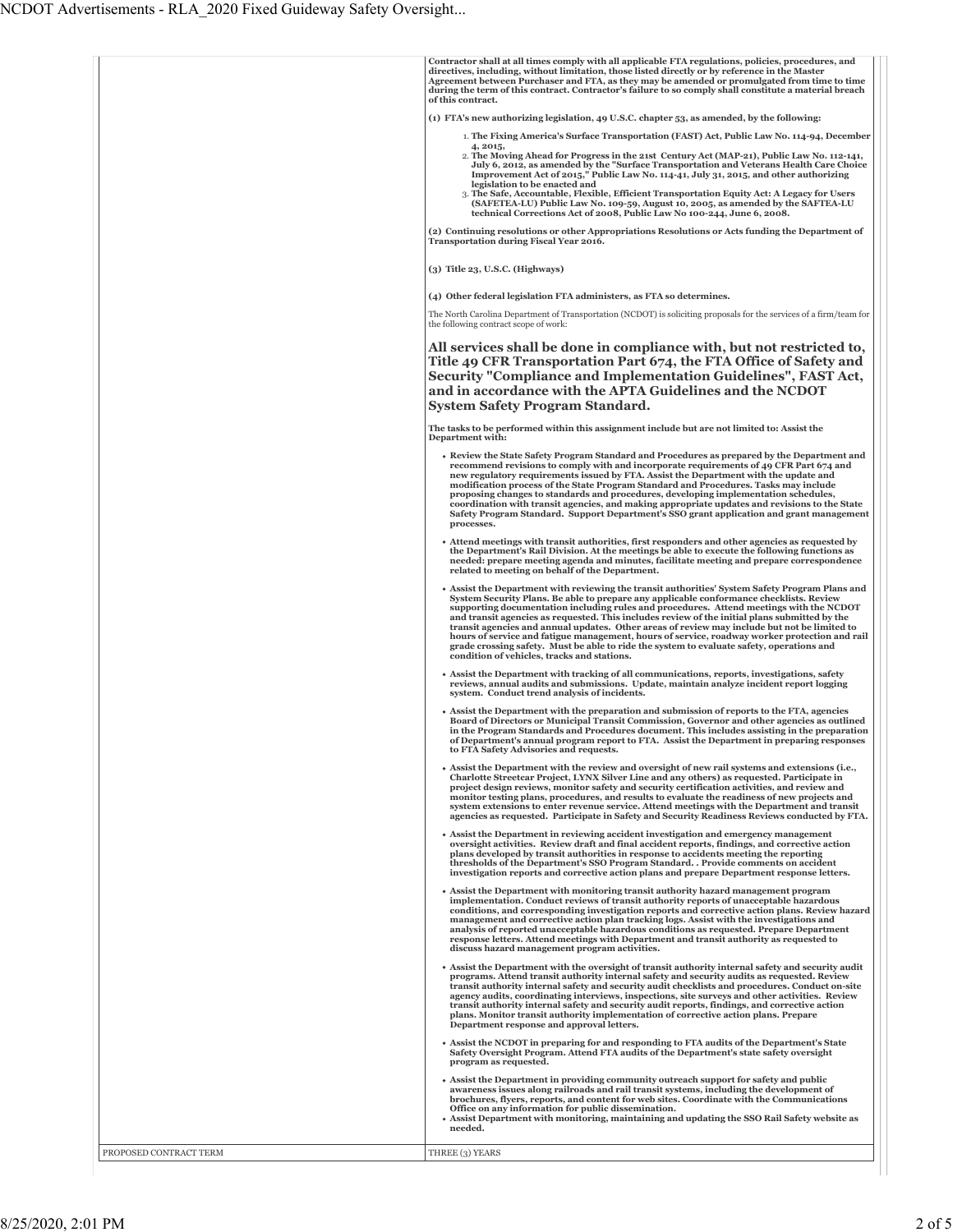| | |
|---|---|
| | **Contractor shall at all times comply with all applicable FTA regulations, policies, procedures, and directives, including, without limitation, those listed directly or by reference in the Master Agreement between Purchaser and FTA, as they may be amended or promulgated from time to time during the term of this contract. Contractor's failure to so comply shall constitute a material breach of this contract.**<br><br>**(1) FTA's new authorizing legislation, 49 U.S.C. chapter 53, as amended, by the following:**<br><br>1. **The Fixing America's Surface Transportation (FAST) Act, Public Law No. 114-94, December 4, 2015,**<br>2. **The Moving Ahead for Progress in the 21st Century Act (MAP-21), Public Law No. 112-141, July 6, 2012, as amended by the "Surface Transportation and Veterans Health Care Choice Improvement Act of 2015," Public Law No. 114-41, July 31, 2015, and other authorizing legislation to be enacted and**<br>3. **The Safe, Accountable, Flexible, Efficient Transportation Equity Act: A Legacy for Users (SAFETEA-LU) Public Law No. 109-59, August 10, 2005, as amended by the SAFETEA-LU technical Corrections Act of 2008, Public Law No 100-244, June 6, 2008.**<br><br>**(2) Continuing resolutions or other Appropriations Resolutions or Acts funding the Department of Transportation during Fiscal Year 2016.**<br><br>**(3) Title 23, U.S.C. (Highways)**<br><br>**(4) Other federal legislation FTA administers, as FTA so determines.**<br><br>The North Carolina Department of Transportation (NCDOT) is soliciting proposals for the services of a firm/team for the following contract scope of work:<br><br>**All services shall be done in compliance with, but not restricted to, Title 49 CFR Transportation Part 674, the FTA Office of Safety and Security "Compliance and Implementation Guidelines", FAST Act, and in accordance with the APTA Guidelines and the NCDOT System Safety Program Standard.**<br><br>**The tasks to be performed within this assignment include but are not limited to: Assist the Department with:**<br><br>• **Review the State Safety Program Standard and Procedures as prepared by the Department and recommend revisions to comply with and incorporate requirements of 49 CFR Part 674 and new regulatory requirements issued by FTA. Assist the Department with the update and modification process of the State Program Standard and Procedures. Tasks may include proposing changes to standards and procedures, developing implementation schedules, coordination with transit agencies, and making appropriate updates and revisions to the State Safety Program Standard. Support Department's SSO grant application and grant management processes.**<br>• **Attend meetings with transit authorities, first responders and other agencies as requested by the Department's Rail Division. At the meetings be able to execute the following functions as needed: prepare meeting agenda and minutes, facilitate meeting and prepare correspondence related to meeting on behalf of the Department.**<br>• **Assist the Department with reviewing the transit authorities' System Safety Program Plans and System Security Plans. Be able to prepare any applicable conformance checklists. Review supporting documentation including rules and procedures. Attend meetings with the NCDOT and transit agencies as requested. This includes review of the initial plans submitted by the transit agencies and annual updates. Other areas of review may include but not be limited to hours of service and fatigue management, hours of service, roadway worker protection and rail grade crossing safety. Must be able to ride the system to evaluate safety, operations and condition of vehicles, tracks and stations.**<br>• **Assist the Department with tracking of all communications, reports, investigations, safety reviews, annual audits and submissions. Update, maintain analyze incident report logging system. Conduct trend analysis of incidents.**<br>• **Assist the Department with the preparation and submission of reports to the FTA, agencies Board of Directors or Municipal Transit Commission, Governor and other agencies as outlined in the Program Standards and Procedures document. This includes assisting in the preparation of Department's annual program report to FTA. Assist the Department in preparing responses to FTA Safety Advisories and requests.**<br>• **Assist the Department with the review and oversight of new rail systems and extensions (i.e., Charlotte Streetcar Project, LYNX Silver Line and any others) as requested. Participate in project design reviews, monitor safety and security certification activities, and review and monitor testing plans, procedures, and results to evaluate the readiness of new projects and system extensions to enter revenue service. Attend meetings with the Department and transit agencies as requested. Participate in Safety and Security Readiness Reviews conducted by FTA.**<br>• **Assist the Department in reviewing accident investigation and emergency management oversight activities. Review draft and final accident reports, findings, and corrective action plans developed by transit authorities in response to accidents meeting the reporting thresholds of the Department's SSO Program Standard. . Provide comments on accident investigation reports and corrective action plans and prepare Department response letters.**<br>• **Assist the Department with monitoring transit authority hazard management program implementation. Conduct reviews of transit authority reports of unacceptable hazardous conditions, and corresponding investigation reports and corrective action plans. Review hazard management and corrective action plan tracking logs. Assist with the investigations and analysis of reported unacceptable hazardous conditions as requested. Prepare Department response letters. Attend meetings with Department and transit authority as requested to discuss hazard management program activities.**<br>• **Assist the Department with the oversight of transit authority internal safety and security audit programs. Attend transit authority internal safety and security audits as requested. Review transit authority internal safety and security audit checklists and procedures. Conduct on-site agency audits, coordinating interviews, inspections, site surveys and other activities. Review transit authority internal safety and security audit reports, findings, and corrective action plans. Monitor transit authority implementation of corrective action plans. Prepare Department response and approval letters.**<br>• **Assist the NCDOT in preparing for and responding to FTA audits of the Department's State Safety Oversight Program. Attend FTA audits of the Department's state safety oversight program as requested.**<br>• **Assist the Department in providing community outreach support for safety and public awareness issues along railroads and rail transit systems, including the development of brochures, flyers, reports, and content for web sites. Coordinate with the Communications Office on any information for public dissemination.**<br>• **Assist Department with monitoring, maintaining and updating the SSO Rail Safety website as needed.** |
| PROPOSED CONTRACT TERM | THREE (3) YEARS |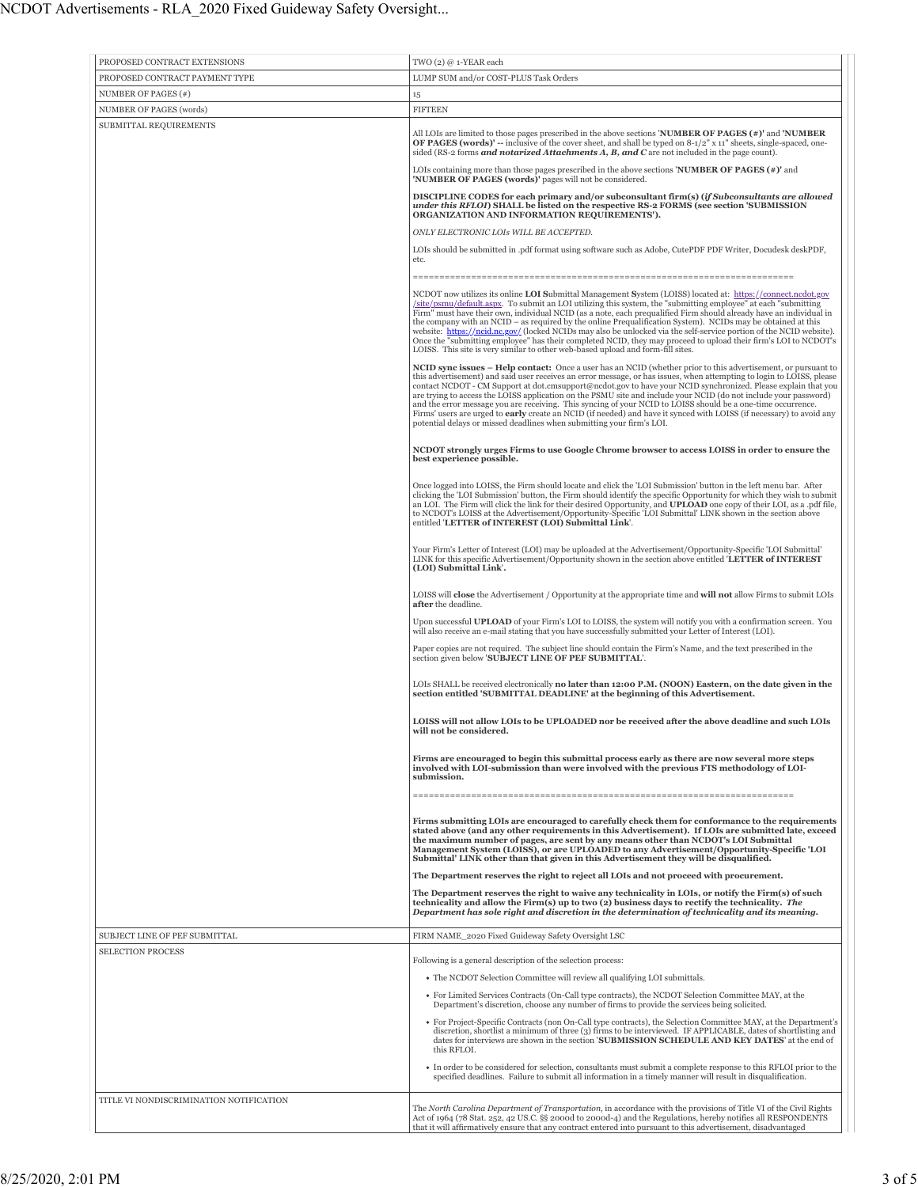| | |
|---|---|
| PROPOSED CONTRACT EXTENSIONS | TWO (2) @ 1-YEAR each |
| PROPOSED CONTRACT PAYMENT TYPE | LUMP SUM and/or COST-PLUS Task Orders |
| NUMBER OF PAGES (#) | 15 |
| NUMBER OF PAGES (words) | FIFTEEN |
| SUBMITTAL REQUIREMENTS | All LOIs are limited to those pages prescribed in the above sections '**NUMBER OF PAGES (#)**' and '**NUMBER OF PAGES (words)**' -- inclusive of the cover sheet, and shall be typed on 8-1/2" x 11" sheets, single-spaced, one-sided (RS-2 forms ***and notarized Attachments A, B, and C*** are not included in the page count).<br><br>LOIs containing more than those pages prescribed in the above sections '**NUMBER OF PAGES (#)**' and '**NUMBER OF PAGES (words)**' pages will not be considered.<br><br>**DISCIPLINE CODES for each primary and/or subconsultant firm(s) (*if Subconsultants are allowed under this RFLOI*) SHALL be listed on the respective RS-2 FORMS (see section 'SUBMISSION ORGANIZATION AND INFORMATION REQUIREMENTS').**<br><br>*ONLY ELECTRONIC LOIs WILL BE ACCEPTED.*<br><br>LOIs should be submitted in .pdf format using software such as Adobe, CutePDF PDF Writer, Docudesk deskPDF, etc.<br><br>========================================================================<br><br>NCDOT now utilizes its online **LOI S**ubmittal Management **S**ystem (LOISS) located at: https://connect.ncdot.gov/site/psmu/default.aspx. To submit an LOI utilizing this system, the "submitting employee" at each "submitting Firm" must have their own, individual NCID (as a note, each prequalified Firm should already have an individual in the company with an NCID – as required by the online Prequalification System). NCIDs may be obtained at this website: https://ncid.nc.gov/ (locked NCIDs may also be unlocked via the self-service portion of the NCID website). Once the "submitting employee" has their completed NCID, they may proceed to upload their firm's LOI to NCDOT's LOISS. This site is very similar to other web-based upload and form-fill sites.<br><br>**NCID sync issues – Help contact:** Once a user has an NCID (whether prior to this advertisement, or pursuant to this advertisement) and said user receives an error message, or has issues, when attempting to login to LOISS, please contact NCDOT - CM Support at dot.cmsupport@ncdot.gov to have your NCID synchronized. Please explain that you are trying to access the LOISS application on the PSMU site and include your NCID (do not include your password) and the error message you are receiving. This syncing of your NCID to LOISS should be a one-time occurrence. Firms' users are urged to **early** create an NCID (if needed) and have it synced with LOISS (if necessary) to avoid any potential delays or missed deadlines when submitting your firm's LOI.<br><br>**NCDOT strongly urges Firms to use Google Chrome browser to access LOISS in order to ensure the best experience possible.**<br><br>Once logged into LOISS, the Firm should locate and click the 'LOI Submission' button in the left menu bar. After clicking the 'LOI Submission' button, the Firm should identify the specific Opportunity for which they wish to submit an LOI. The Firm will click the link for their desired Opportunity, and **UPLOAD** one copy of their LOI, as a .pdf file, to NCDOT's LOISS at the Advertisement/Opportunity-Specific 'LOI Submittal' LINK shown in the section above entitled '**LETTER of INTEREST (LOI) Submittal Link**'.<br><br>Your Firm's Letter of Interest (LOI) may be uploaded at the Advertisement/Opportunity-Specific 'LOI Submittal' LINK for this specific Advertisement/Opportunity shown in the section above entitled '**LETTER of INTEREST (LOI) Submittal Link**'.<br><br>LOISS will **close** the Advertisement / Opportunity at the appropriate time and **will not** allow Firms to submit LOIs **after** the deadline.<br><br>Upon successful **UPLOAD** of your Firm's LOI to LOISS, the system will notify you with a confirmation screen. You will also receive an e-mail stating that you have successfully submitted your Letter of Interest (LOI).<br><br>Paper copies are not required. The subject line should contain the Firm's Name, and the text prescribed in the section given below '**SUBJECT LINE OF PEF SUBMITTAL**'.<br><br>LOIs SHALL be received electronically **no later than 12:00 P.M. (NOON) Eastern, on the date given in the section entitled 'SUBMITTAL DEADLINE' at the beginning of this Advertisement.**<br><br>**LOISS will not allow LOIs to be UPLOADED nor be received after the above deadline and such LOIs will not be considered.**<br><br>**Firms are encouraged to begin this submittal process early as there are now several more steps involved with LOI-submission than were involved with the previous FTS methodology of LOI-submission.**<br><br>========================================================================<br><br>**Firms submitting LOIs are encouraged to carefully check them for conformance to the requirements stated above (and any other requirements in this Advertisement). If LOIs are submitted late, exceed the maximum number of pages, are sent by any means other than NCDOT's LOI Submittal Management System (LOISS), or are UPLOADED to any Advertisement/Opportunity-Specific 'LOI Submittal' LINK other than that given in this Advertisement they will be disqualified.**<br><br>**The Department reserves the right to reject all LOIs and not proceed with procurement.**<br><br>**The Department reserves the right to waive any technicality in LOIs, or notify the Firm(s) of such technicality and allow the Firm(s) up to two (2) business days to rectify the technicality. *The Department has sole right and discretion in the determination of technicality and its meaning.*** |
| SUBJECT LINE OF PEF SUBMITTAL | FIRM NAME_2020 Fixed Guideway Safety Oversight LSC |
| SELECTION PROCESS | Following is a general description of the selection process:<br><br>• The NCDOT Selection Committee will review all qualifying LOI submittals.<br>• For Limited Services Contracts (On-Call type contracts), the NCDOT Selection Committee MAY, at the Department's discretion, choose any number of firms to provide the services being solicited.<br>• For Project-Specific Contracts (non On-Call type contracts), the Selection Committee MAY, at the Department's discretion, shortlist a minimum of three (3) firms to be interviewed. IF APPLICABLE, dates of shortlisting and dates for interviews are shown in the section '**SUBMISSION SCHEDULE AND KEY DATES**' at the end of this RFLOI.<br>• In order to be considered for selection, consultants must submit a complete response to this RFLOI prior to the specified deadlines. Failure to submit all information in a timely manner will result in disqualification. |
| TITLE VI NONDISCRIMINATION NOTIFICATION | The *North Carolina Department of Transportation*, in accordance with the provisions of Title VI of the Civil Rights Act of 1964 (78 Stat. 252, 42 US.C. §§ 2000d to 2000d-4) and the Regulations, hereby notifies all RESPONDENTS that it will affirmatively ensure that any contract entered into pursuant to this advertisement, disadvantaged |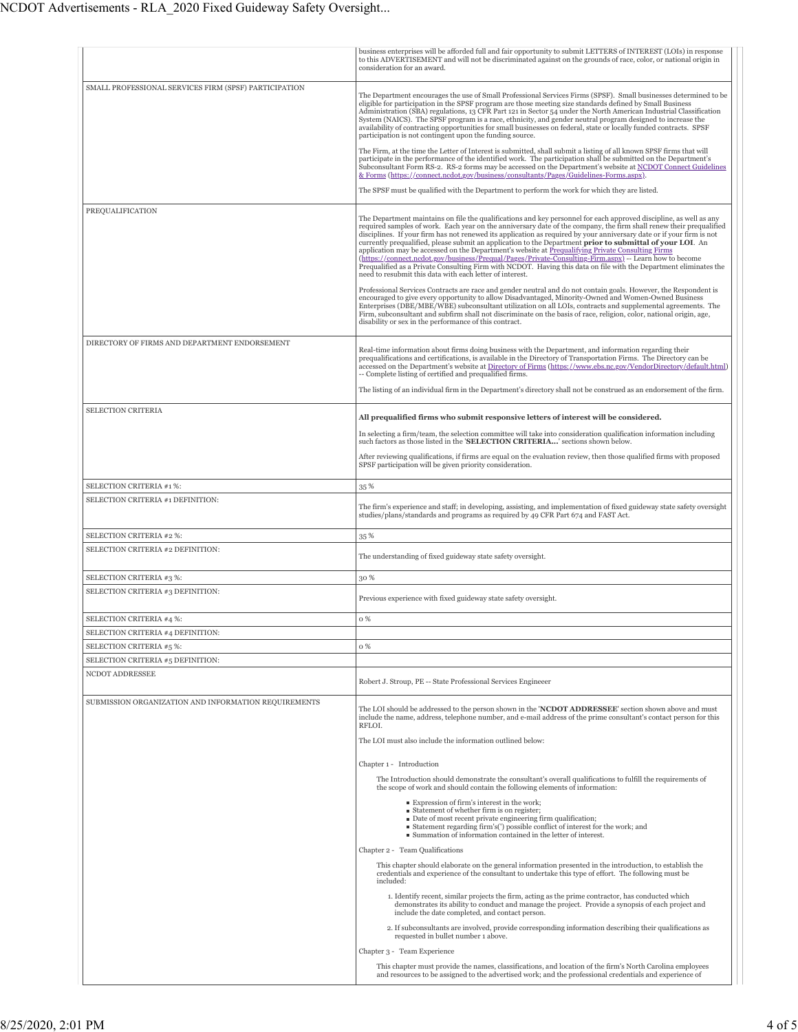| | |
|---|---|
| | business enterprises will be afforded full and fair opportunity to submit LETTERS of INTEREST (LOIs) in response to this ADVERTISEMENT and will not be discriminated against on the grounds of race, color, or national origin in consideration for an award. |
| SMALL PROFESSIONAL SERVICES FIRM (SPSF) PARTICIPATION | The Department encourages the use of Small Professional Services Firms (SPSF). Small businesses determined to be eligible for participation in the SPSF program are those meeting size standards defined by Small Business Administration (SBA) regulations, 13 CFR Part 121 in Sector 54 under the North American Industrial Classification System (NAICS). The SPSF program is a race, ethnicity, and gender neutral program designed to increase the availability of contracting opportunities for small businesses on federal, state or locally funded contracts. SPSF participation is not contingent upon the funding source.<br><br>The Firm, at the time the Letter of Interest is submitted, shall submit a listing of all known SPSF firms that will participate in the performance of the identified work. The participation shall be submitted on the Department's Subconsultant Form RS-2. RS-2 forms may be accessed on the Department's website at NCDOT Connect Guidelines & Forms (https://connect.ncdot.gov/business/consultants/Pages/Guidelines-Forms.aspx).<br><br>The SPSF must be qualified with the Department to perform the work for which they are listed. |
| PREQUALIFICATION | The Department maintains on file the qualifications and key personnel for each approved discipline, as well as any required samples of work. Each year on the anniversary date of the company, the firm shall renew their prequalified disciplines. If your firm has not renewed its application as required by your anniversary date or if your firm is not currently prequalified, please submit an application to the Department **prior to submittal of your LOI**. An application may be accessed on the Department's website at Prequalifying Private Consulting Firms (https://connect.ncdot.gov/business/Prequal/Pages/Private-Consulting-Firm.aspx) -- Learn how to become Prequalified as a Private Consulting Firm with NCDOT. Having this data on file with the Department eliminates the need to resubmit this data with each letter of interest.<br><br>Professional Services Contracts are race and gender neutral and do not contain goals. However, the Respondent is encouraged to give every opportunity to allow Disadvantaged, Minority-Owned and Women-Owned Business Enterprises (DBE/MBE/WBE) subconsultant utilization on all LOIs, contracts and supplemental agreements. The Firm, subconsultant and subfirm shall not discriminate on the basis of race, religion, color, national origin, age, disability or sex in the performance of this contract. |
| DIRECTORY OF FIRMS AND DEPARTMENT ENDORSEMENT | Real-time information about firms doing business with the Department, and information regarding their prequalifications and certifications, is available in the Directory of Transportation Firms. The Directory can be accessed on the Department's website at Directory of Firms (https://www.ebs.nc.gov/VendorDirectory/default.html) -- Complete listing of certified and prequalified firms.<br><br>The listing of an individual firm in the Department's directory shall not be construed as an endorsement of the firm. |
| SELECTION CRITERIA | **All prequalified firms who submit responsive letters of interest will be considered.**<br><br>In selecting a firm/team, the selection committee will take into consideration qualification information including such factors as those listed in the '**SELECTION CRITERIA...**' sections shown below.<br><br>After reviewing qualifications, if firms are equal on the evaluation review, then those qualified firms with proposed SPSF participation will be given priority consideration. |
| SELECTION CRITERIA #1 %: | 35 % |
| SELECTION CRITERIA #1 DEFINITION: | The firm's experience and staff; in developing, assisting, and implementation of fixed guideway state safety oversight studies/plans/standards and programs as required by 49 CFR Part 674 and FAST Act. |
| SELECTION CRITERIA #2 %: | 35 % |
| SELECTION CRITERIA #2 DEFINITION: | The understanding of fixed guideway state safety oversight. |
| SELECTION CRITERIA #3 %: | 30 % |
| SELECTION CRITERIA #3 DEFINITION: | Previous experience with fixed guideway state safety oversight. |
| SELECTION CRITERIA #4 %: | 0 % |
| SELECTION CRITERIA #4 DEFINITION: | |
| SELECTION CRITERIA #5 %: | 0 % |
| SELECTION CRITERIA #5 DEFINITION: | |
| NCDOT ADDRESSEE | Robert J. Stroup, PE -- State Professional Services Engineeer |
| SUBMISSION ORGANIZATION AND INFORMATION REQUIREMENTS | The LOI should be addressed to the person shown in the '**NCDOT ADDRESSEE**' section shown above and must include the name, address, telephone number, and e-mail address of the prime consultant's contact person for this RFLOI.<br><br>The LOI must also include the information outlined below:<br><br>Chapter 1 - Introduction<br><br>The Introduction should demonstrate the consultant's overall qualifications to fulfill the requirements of the scope of work and should contain the following elements of information:<br>• Expression of firm's interest in the work;<br>• Statement of whether firm is on register;<br>• Date of most recent private engineering firm qualification;<br>• Statement regarding firm's(') possible conflict of interest for the work; and<br>• Summation of information contained in the letter of interest.<br><br>Chapter 2 - Team Qualifications<br><br>This chapter should elaborate on the general information presented in the introduction, to establish the credentials and experience of the consultant to undertake this type of effort. The following must be included:<br>1. Identify recent, similar projects the firm, acting as the prime contractor, has conducted which demonstrates its ability to conduct and manage the project. Provide a synopsis of each project and include the date completed, and contact person.<br>2. If subconsultants are involved, provide corresponding information describing their qualifications as requested in bullet number 1 above.<br><br>Chapter 3 - Team Experience<br><br>This chapter must provide the names, classifications, and location of the firm's North Carolina employees and resources to be assigned to the advertised work; and the professional credentials and experience of |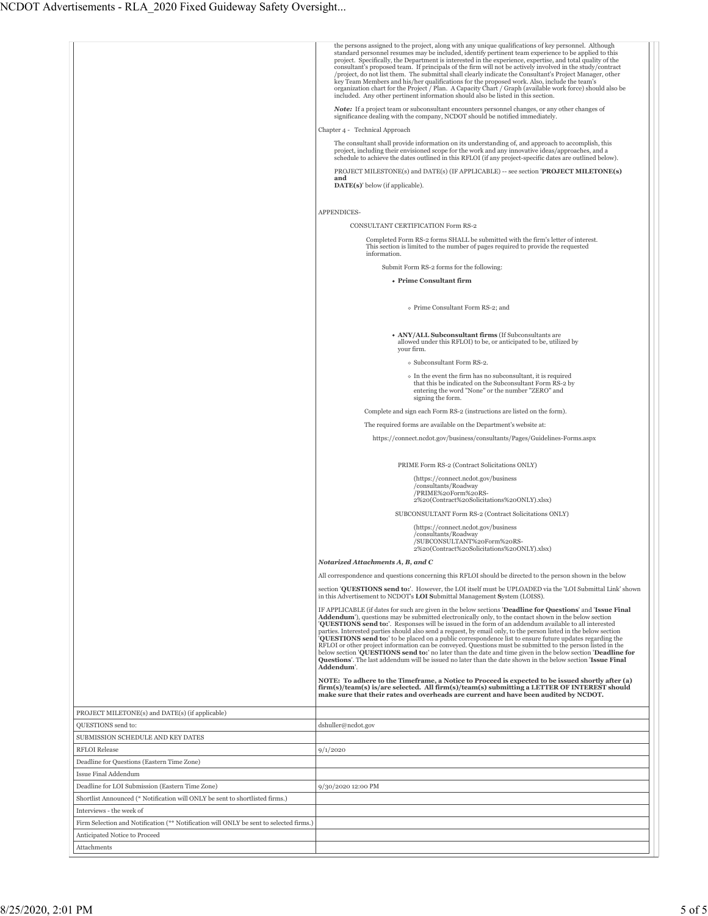the persons assigned to the project, along with any unique qualifications of key personnel. Although standard personnel resumes may be included, identify pertinent team experience to be applied to this project. Specifically, the Department is interested in the experience, expertise, and total quality of the consultant's proposed team. If principals of the firm will not be actively involved in the study/contract /project, do not list them. The submittal shall clearly indicate the Consultant's Project Manager, other key Team Members and his/her qualifications for the proposed work. Also, include the team's organization chart for the Project / Plan. A Capacity Chart / Graph (available work force) should also be included. Any other pertinent information should also be listed in this section.

*Note:* If a project team or subconsultant encounters personnel changes, or any other changes of significance dealing with the company, NCDOT should be notified immediately.

Chapter 4 - Technical Approach

The consultant shall provide information on its understanding of, and approach to accomplish, this project, including their envisioned scope for the work and any innovative ideas/approaches, and a schedule to achieve the dates outlined in this RFLOI (if any project-specific dates are outlined below).

PROJECT MILESTONE(s) and DATE(s) (IF APPLICABLE) -- see section '**PROJECT MILETONE(s) and DATE(s)**' below (if applicable).

APPENDICES-

CONSULTANT CERTIFICATION Form RS-2

Completed Form RS-2 forms SHALL be submitted with the firm's letter of interest. This section is limited to the number of pages required to provide the requested information.

Submit Form RS-2 forms for the following:

- **Prime Consultant firm**
  - Prime Consultant Form RS-2; and
- **ANY/ALL Subconsultant firms** (If Subconsultants are allowed under this RFLOI) to be, or anticipated to be, utilized by your firm.
  - Subconsultant Form RS-2.
  - In the event the firm has no subconsultant, it is required that this be indicated on the Subconsultant Form RS-2 by entering the word "None" or the number "ZERO" and signing the form.

Complete and sign each Form RS-2 (instructions are listed on the form).

The required forms are available on the Department's website at:

https://connect.ncdot.gov/business/consultants/Pages/Guidelines-Forms.aspx

PRIME Form RS-2 (Contract Solicitations ONLY)

(https://connect.ncdot.gov/business/consultants/Roadway/PRIME%20Form%20RS-2%20(Contract%20Solicitations%20ONLY).xlsx)

SUBCONSULTANT Form RS-2 (Contract Solicitations ONLY)

(https://connect.ncdot.gov/business/consultants/Roadway/SUBCONSULTANT%20Form%20RS-2%20(Contract%20Solicitations%20ONLY).xlsx)

***Notarized Attachments A, B, and C***

All correspondence and questions concerning this RFLOI should be directed to the person shown in the below

section '**QUESTIONS send to:**'. However, the LOI itself must be UPLOADED via the 'LOI Submittal Link' shown in this Advertisement to NCDOT's **LOI S**ubmittal Management **S**ystem (LOISS).

IF APPLICABLE (if dates for such are given in the below sections '**Deadline for Questions**' and '**Issue Final Addendum**'), questions may be submitted electronically only, to the contact shown in the below section '**QUESTIONS send to:**'. Responses will be issued in the form of an addendum available to all interested parties. Interested parties should also send a request, by email only, to the person listed in the below section '**QUESTIONS send to:**' to be placed on a public correspondence list to ensure future updates regarding the RFLOI or other project information can be conveyed. Questions must be submitted to the person listed in the below section '**QUESTIONS send to:**' no later than the date and time given in the below section '**Deadline for Questions**'. The last addendum will be issued no later than the date shown in the below section '**Issue Final Addendum**'.

**NOTE: To adhere to the Timeframe, a Notice to Proceed is expected to be issued shortly after (a) firm(s)/team(s) is/are selected. All firm(s)/team(s) submitting a LETTER OF INTEREST should make sure that their rates and overheads are current and have been audited by NCDOT.**

| | |
|---|---|
| PROJECT MILETONE(s) and DATE(s) (if applicable) | |
| QUESTIONS send to: | dshuller@ncdot.gov |
| SUBMISSION SCHEDULE AND KEY DATES | |
| RFLOI Release | 9/1/2020 |
| Deadline for Questions (Eastern Time Zone) | |
| Issue Final Addendum | |
| Deadline for LOI Submission (Eastern Time Zone) | 9/30/2020 12:00 PM |
| Shortlist Announced (* Notification will ONLY be sent to shortlisted firms.) | |
| Interviews - the week of | |
| Firm Selection and Notification (** Notification will ONLY be sent to selected firms.) | |
| Anticipated Notice to Proceed | |
| Attachments | |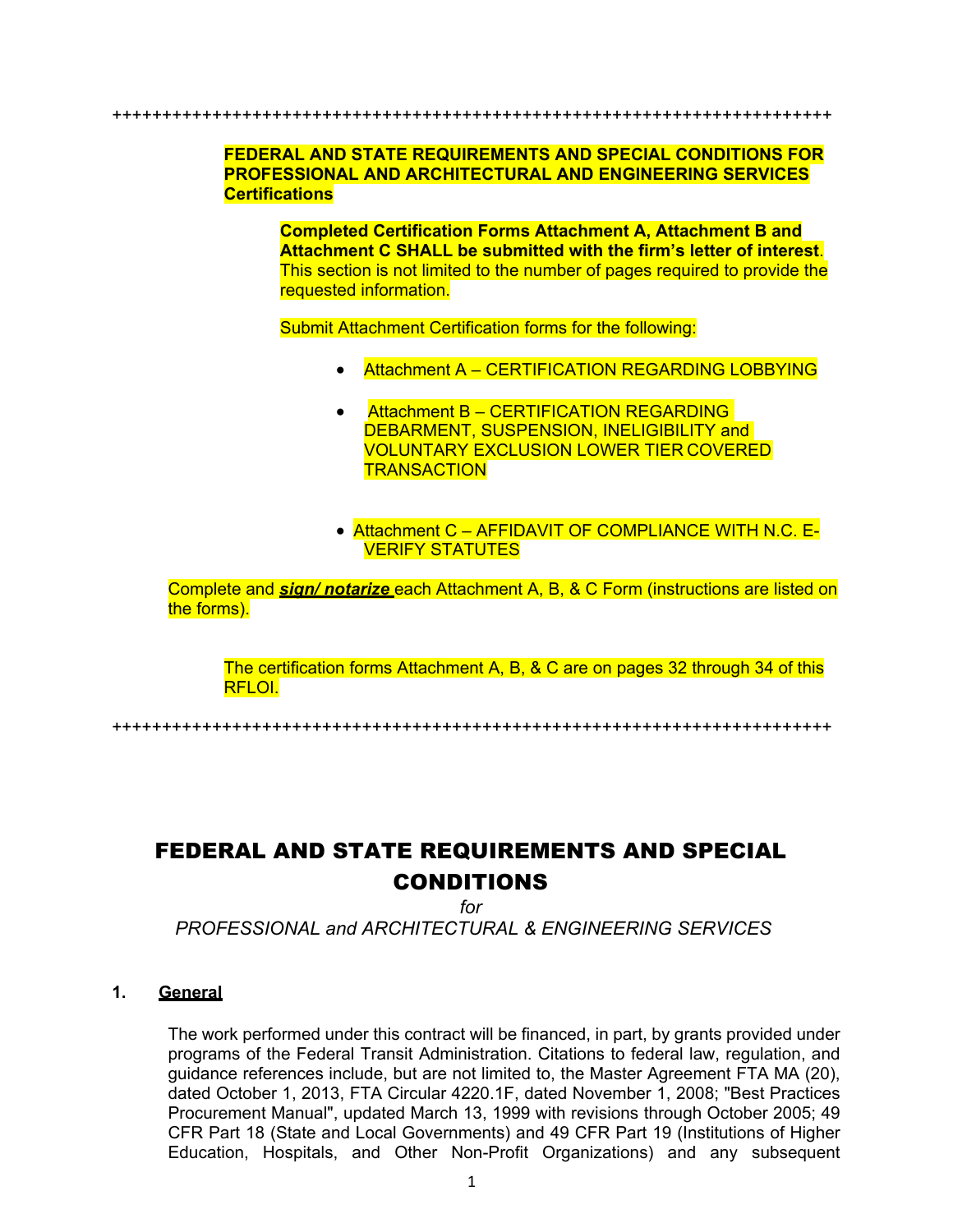++++++++++++++++++++++++++++++++++++++++++++++++++++++++++++++++++++++++++++

**FEDERAL AND STATE REQUIREMENTS AND SPECIAL CONDITIONS FOR PROFESSIONAL AND ARCHITECTURAL AND ENGINEERING SERVICES Certifications**

**Completed Certification Forms Attachment A, Attachment B and Attachment C SHALL be submitted with the firm's letter of interest**. This section is not limited to the number of pages required to provide the requested information.

Submit Attachment Certification forms for the following:

- Attachment A – CERTIFICATION REGARDING LOBBYING
- Attachment B – CERTIFICATION REGARDING DEBARMENT, SUSPENSION, INELIGIBILITY and VOLUNTARY EXCLUSION LOWER TIER COVERED TRANSACTION
- Attachment C – AFFIDAVIT OF COMPLIANCE WITH N.C. E-VERIFY STATUTES

Complete and ***sign/ notarize*** each Attachment A, B, & C Form (instructions are listed on the forms).

The certification forms Attachment A, B, & C are on pages 32 through 34 of this RFLOI.

++++++++++++++++++++++++++++++++++++++++++++++++++++++++++++++++++++++++++++

# FEDERAL AND STATE REQUIREMENTS AND SPECIAL CONDITIONS

*for*

*PROFESSIONAL and ARCHITECTURAL & ENGINEERING SERVICES*

## 1. General

The work performed under this contract will be financed, in part, by grants provided under programs of the Federal Transit Administration. Citations to federal law, regulation, and guidance references include, but are not limited to, the Master Agreement FTA MA (20), dated October 1, 2013, FTA Circular 4220.1F, dated November 1, 2008; "Best Practices Procurement Manual", updated March 13, 1999 with revisions through October 2005; 49 CFR Part 18 (State and Local Governments) and 49 CFR Part 19 (Institutions of Higher Education, Hospitals, and Other Non-Profit Organizations) and any subsequent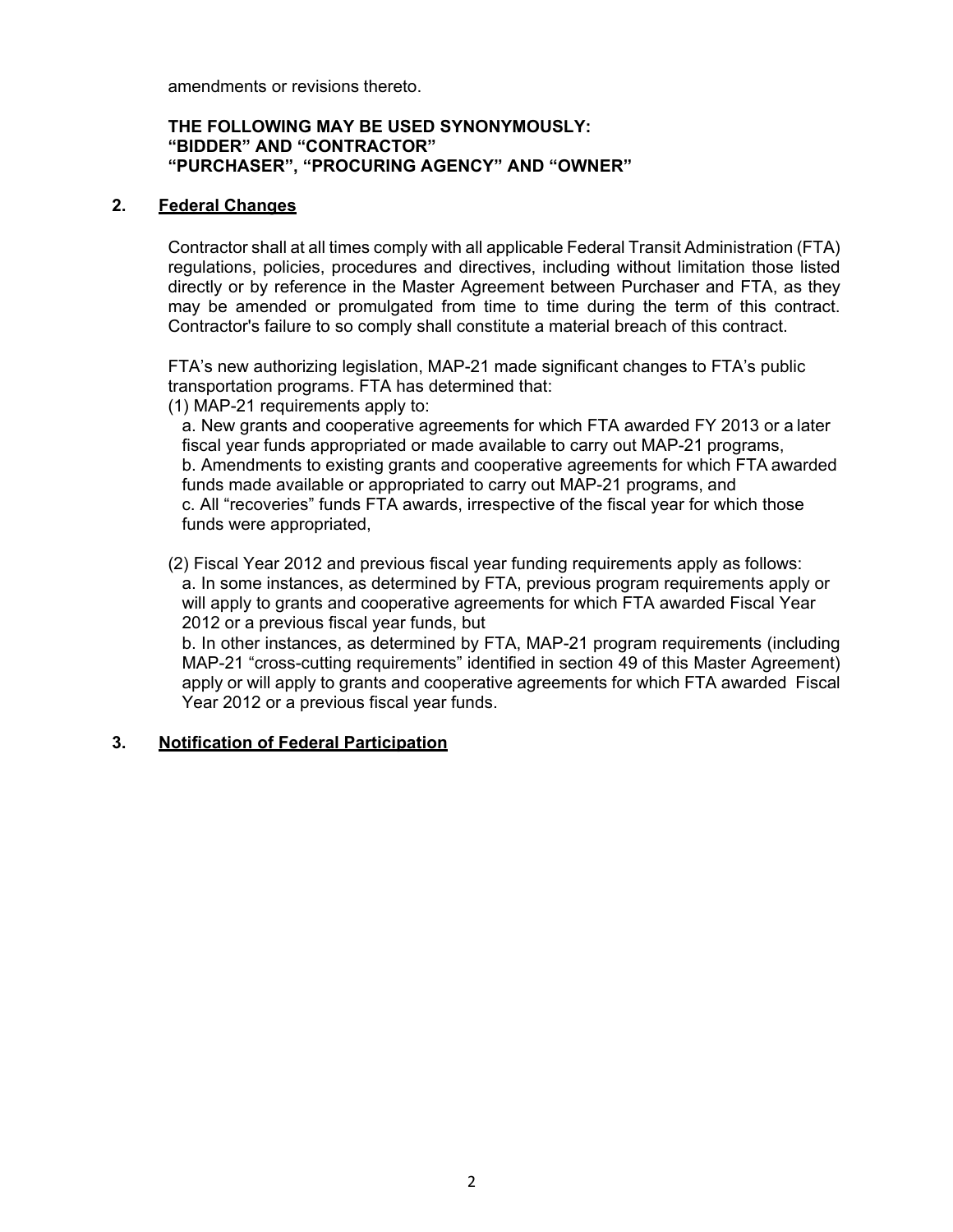amendments or revisions thereto.

**THE FOLLOWING MAY BE USED SYNONYMOUSLY:**
**"BIDDER" AND "CONTRACTOR"**
**"PURCHASER", "PROCURING AGENCY" AND "OWNER"**

## 2. Federal Changes

Contractor shall at all times comply with all applicable Federal Transit Administration (FTA) regulations, policies, procedures and directives, including without limitation those listed directly or by reference in the Master Agreement between Purchaser and FTA, as they may be amended or promulgated from time to time during the term of this contract. Contractor's failure to so comply shall constitute a material breach of this contract.

FTA's new authorizing legislation, MAP-21 made significant changes to FTA's public transportation programs. FTA has determined that:

(1) MAP-21 requirements apply to:

a. New grants and cooperative agreements for which FTA awarded FY 2013 or a later fiscal year funds appropriated or made available to carry out MAP-21 programs,

b. Amendments to existing grants and cooperative agreements for which FTA awarded funds made available or appropriated to carry out MAP-21 programs, and

c. All "recoveries" funds FTA awards, irrespective of the fiscal year for which those funds were appropriated,

(2) Fiscal Year 2012 and previous fiscal year funding requirements apply as follows:

a. In some instances, as determined by FTA, previous program requirements apply or will apply to grants and cooperative agreements for which FTA awarded Fiscal Year 2012 or a previous fiscal year funds, but

b. In other instances, as determined by FTA, MAP-21 program requirements (including MAP-21 "cross-cutting requirements" identified in section 49 of this Master Agreement) apply or will apply to grants and cooperative agreements for which FTA awarded Fiscal Year 2012 or a previous fiscal year funds.

## 3. Notification of Federal Participation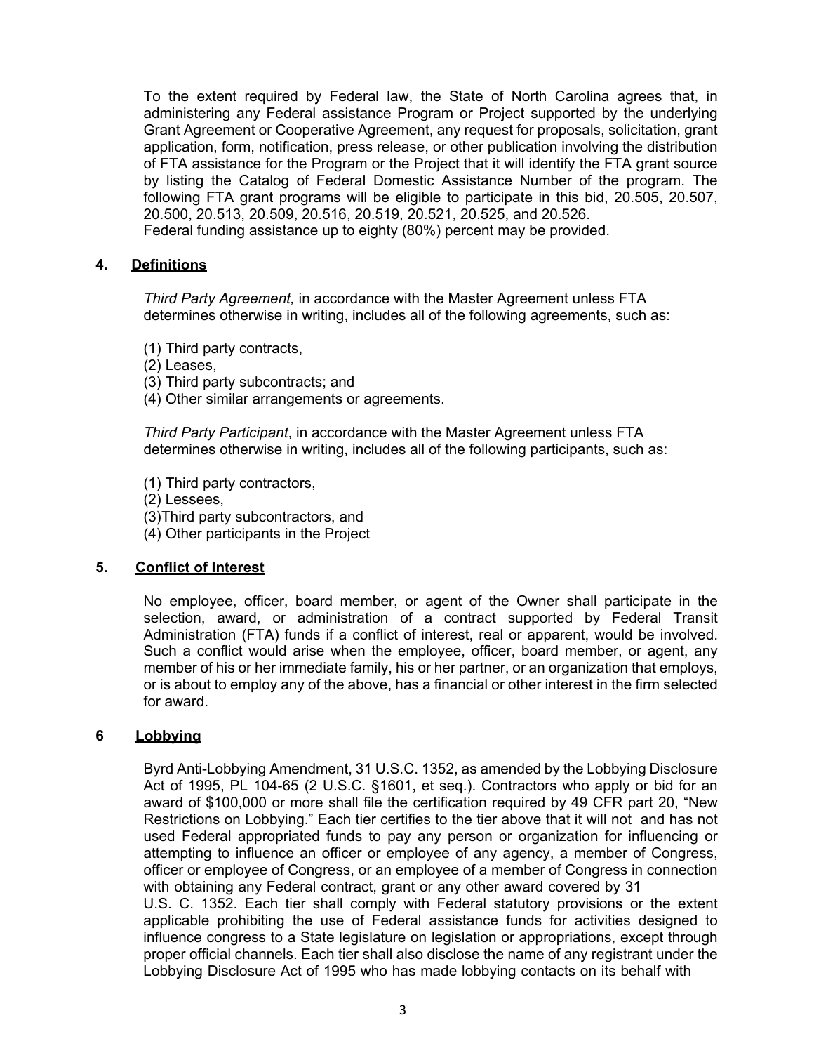To the extent required by Federal law, the State of North Carolina agrees that, in administering any Federal assistance Program or Project supported by the underlying Grant Agreement or Cooperative Agreement, any request for proposals, solicitation, grant application, form, notification, press release, or other publication involving the distribution of FTA assistance for the Program or the Project that it will identify the FTA grant source by listing the Catalog of Federal Domestic Assistance Number of the program. The following FTA grant programs will be eligible to participate in this bid, 20.505, 20.507, 20.500, 20.513, 20.509, 20.516, 20.519, 20.521, 20.525, and 20.526.
Federal funding assistance up to eighty (80%) percent may be provided.

## 4. Definitions

*Third Party Agreement,* in accordance with the Master Agreement unless FTA determines otherwise in writing, includes all of the following agreements, such as:

(1) Third party contracts,
(2) Leases,
(3) Third party subcontracts; and
(4) Other similar arrangements or agreements.

*Third Party Participant*, in accordance with the Master Agreement unless FTA determines otherwise in writing, includes all of the following participants, such as:

(1) Third party contractors,
(2) Lessees,
(3)Third party subcontractors, and
(4) Other participants in the Project

## 5. Conflict of Interest

No employee, officer, board member, or agent of the Owner shall participate in the selection, award, or administration of a contract supported by Federal Transit Administration (FTA) funds if a conflict of interest, real or apparent, would be involved. Such a conflict would arise when the employee, officer, board member, or agent, any member of his or her immediate family, his or her partner, or an organization that employs, or is about to employ any of the above, has a financial or other interest in the firm selected for award.

## 6 Lobbying

Byrd Anti-Lobbying Amendment, 31 U.S.C. 1352, as amended by the Lobbying Disclosure Act of 1995, PL 104-65 (2 U.S.C. §1601, et seq.). Contractors who apply or bid for an award of $100,000 or more shall file the certification required by 49 CFR part 20, "New Restrictions on Lobbying." Each tier certifies to the tier above that it will not and has not used Federal appropriated funds to pay any person or organization for influencing or attempting to influence an officer or employee of any agency, a member of Congress, officer or employee of Congress, or an employee of a member of Congress in connection with obtaining any Federal contract, grant or any other award covered by 31 U.S. C. 1352. Each tier shall comply with Federal statutory provisions or the extent applicable prohibiting the use of Federal assistance funds for activities designed to influence congress to a State legislature on legislation or appropriations, except through proper official channels. Each tier shall also disclose the name of any registrant under the Lobbying Disclosure Act of 1995 who has made lobbying contacts on its behalf with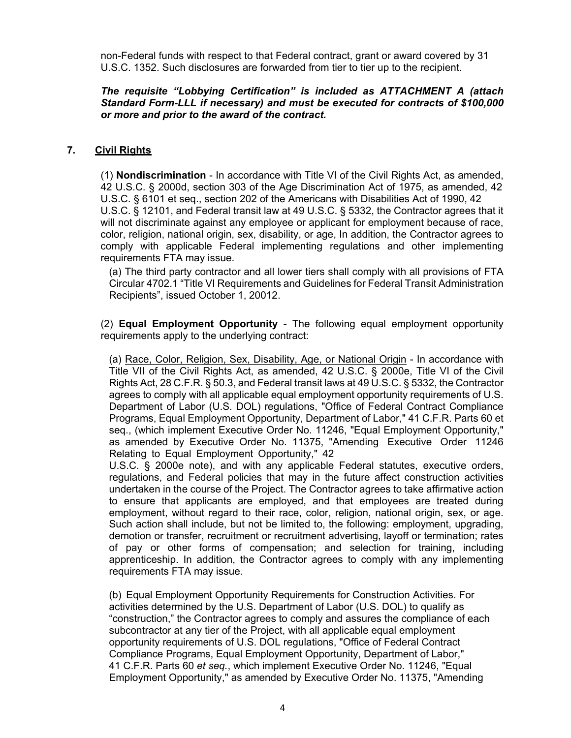non-Federal funds with respect to that Federal contract, grant or award covered by 31 U.S.C. 1352. Such disclosures are forwarded from tier to tier up to the recipient.

***The requisite "Lobbying Certification" is included as ATTACHMENT A (attach Standard Form-LLL if necessary) and must be executed for contracts of $100,000 or more and prior to the award of the contract.***

## 7. Civil Rights

(1) **Nondiscrimination** - In accordance with Title VI of the Civil Rights Act, as amended, 42 U.S.C. § 2000d, section 303 of the Age Discrimination Act of 1975, as amended, 42 U.S.C. § 6101 et seq., section 202 of the Americans with Disabilities Act of 1990, 42 U.S.C. § 12101, and Federal transit law at 49 U.S.C. § 5332, the Contractor agrees that it will not discriminate against any employee or applicant for employment because of race, color, religion, national origin, sex, disability, or age, In addition, the Contractor agrees to comply with applicable Federal implementing regulations and other implementing requirements FTA may issue.

(a) The third party contractor and all lower tiers shall comply with all provisions of FTA Circular 4702.1 "Title VI Requirements and Guidelines for Federal Transit Administration Recipients", issued October 1, 20012.

(2) **Equal Employment Opportunity** - The following equal employment opportunity requirements apply to the underlying contract:

(a) Race, Color, Religion, Sex, Disability, Age, or National Origin - In accordance with Title VII of the Civil Rights Act, as amended, 42 U.S.C. § 2000e, Title VI of the Civil Rights Act, 28 C.F.R. § 50.3, and Federal transit laws at 49 U.S.C. § 5332, the Contractor agrees to comply with all applicable equal employment opportunity requirements of U.S. Department of Labor (U.S. DOL) regulations, "Office of Federal Contract Compliance Programs, Equal Employment Opportunity, Department of Labor," 41 C.F.R. Parts 60 et seq., (which implement Executive Order No. 11246, "Equal Employment Opportunity," as amended by Executive Order No. 11375, "Amending Executive Order 11246 Relating to Equal Employment Opportunity," 42 U.S.C. § 2000e note), and with any applicable Federal statutes, executive orders, regulations, and Federal policies that may in the future affect construction activities undertaken in the course of the Project. The Contractor agrees to take affirmative action to ensure that applicants are employed, and that employees are treated during employment, without regard to their race, color, religion, national origin, sex, or age. Such action shall include, but not be limited to, the following: employment, upgrading, demotion or transfer, recruitment or recruitment advertising, layoff or termination; rates of pay or other forms of compensation; and selection for training, including apprenticeship. In addition, the Contractor agrees to comply with any implementing requirements FTA may issue.

(b) Equal Employment Opportunity Requirements for Construction Activities. For activities determined by the U.S. Department of Labor (U.S. DOL) to qualify as "construction," the Contractor agrees to comply and assures the compliance of each subcontractor at any tier of the Project, with all applicable equal employment opportunity requirements of U.S. DOL regulations, "Office of Federal Contract Compliance Programs, Equal Employment Opportunity, Department of Labor," 41 C.F.R. Parts 60 *et seq.*, which implement Executive Order No. 11246, "Equal Employment Opportunity," as amended by Executive Order No. 11375, "Amending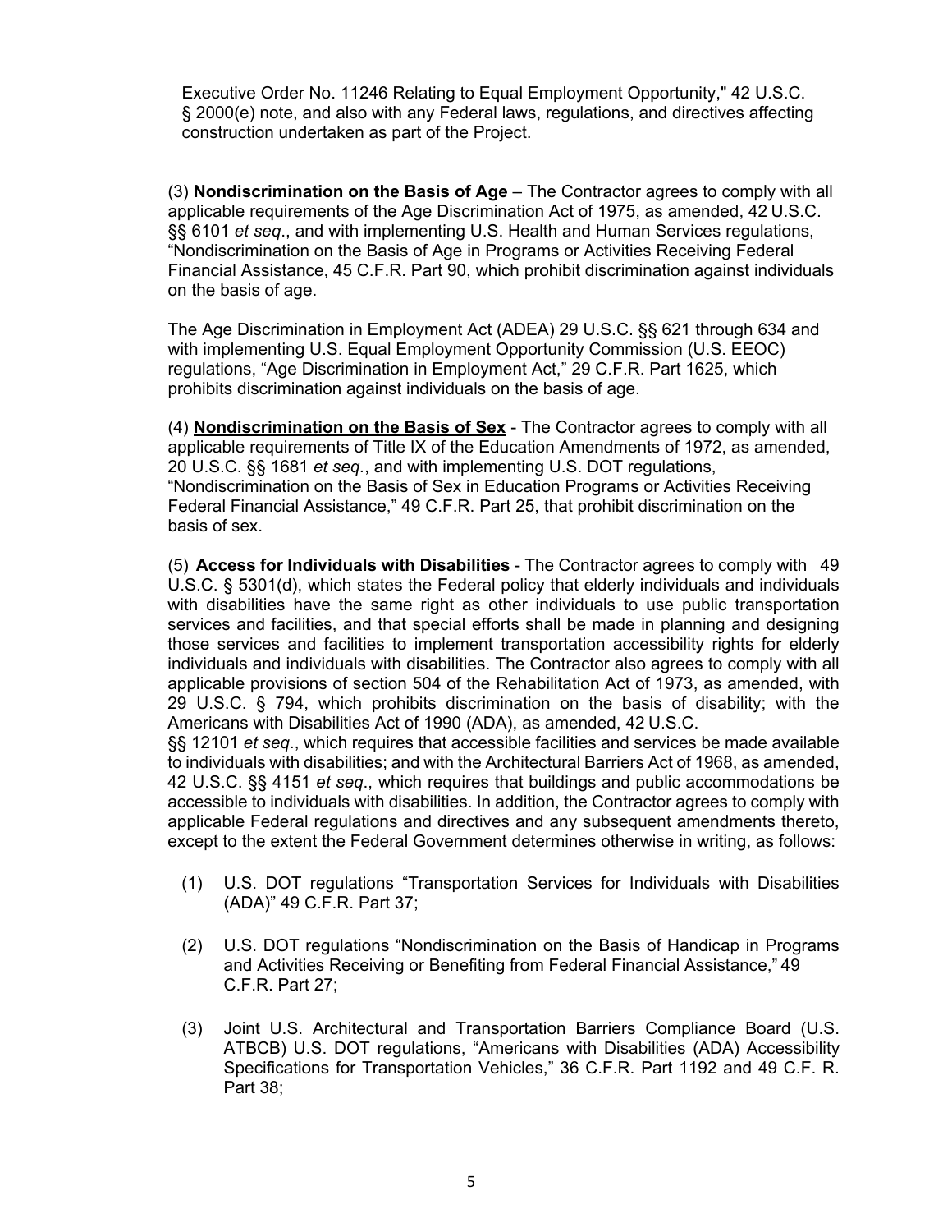Executive Order No. 11246 Relating to Equal Employment Opportunity," 42 U.S.C. § 2000(e) note, and also with any Federal laws, regulations, and directives affecting construction undertaken as part of the Project.

(3) **Nondiscrimination on the Basis of Age** – The Contractor agrees to comply with all applicable requirements of the Age Discrimination Act of 1975, as amended, 42 U.S.C. §§ 6101 *et seq*., and with implementing U.S. Health and Human Services regulations, "Nondiscrimination on the Basis of Age in Programs or Activities Receiving Federal Financial Assistance, 45 C.F.R. Part 90, which prohibit discrimination against individuals on the basis of age.

The Age Discrimination in Employment Act (ADEA) 29 U.S.C. §§ 621 through 634 and with implementing U.S. Equal Employment Opportunity Commission (U.S. EEOC) regulations, "Age Discrimination in Employment Act," 29 C.F.R. Part 1625, which prohibits discrimination against individuals on the basis of age.

(4) **Nondiscrimination on the Basis of Sex** - The Contractor agrees to comply with all applicable requirements of Title IX of the Education Amendments of 1972, as amended, 20 U.S.C. §§ 1681 *et seq.*, and with implementing U.S. DOT regulations, "Nondiscrimination on the Basis of Sex in Education Programs or Activities Receiving Federal Financial Assistance," 49 C.F.R. Part 25, that prohibit discrimination on the basis of sex.

(5) **Access for Individuals with Disabilities** - The Contractor agrees to comply with 49 U.S.C. § 5301(d), which states the Federal policy that elderly individuals and individuals with disabilities have the same right as other individuals to use public transportation services and facilities, and that special efforts shall be made in planning and designing those services and facilities to implement transportation accessibility rights for elderly individuals and individuals with disabilities. The Contractor also agrees to comply with all applicable provisions of section 504 of the Rehabilitation Act of 1973, as amended, with 29 U.S.C. § 794, which prohibits discrimination on the basis of disability; with the Americans with Disabilities Act of 1990 (ADA), as amended, 42 U.S.C. §§ 12101 *et seq*., which requires that accessible facilities and services be made available to individuals with disabilities; and with the Architectural Barriers Act of 1968, as amended, 42 U.S.C. §§ 4151 *et seq*., which requires that buildings and public accommodations be accessible to individuals with disabilities. In addition, the Contractor agrees to comply with applicable Federal regulations and directives and any subsequent amendments thereto, except to the extent the Federal Government determines otherwise in writing, as follows:

(1) U.S. DOT regulations "Transportation Services for Individuals with Disabilities (ADA)" 49 C.F.R. Part 37;

(2) U.S. DOT regulations "Nondiscrimination on the Basis of Handicap in Programs and Activities Receiving or Benefiting from Federal Financial Assistance," 49 C.F.R. Part 27;

(3) Joint U.S. Architectural and Transportation Barriers Compliance Board (U.S. ATBCB) U.S. DOT regulations, "Americans with Disabilities (ADA) Accessibility Specifications for Transportation Vehicles," 36 C.F.R. Part 1192 and 49 C.F. R. Part 38;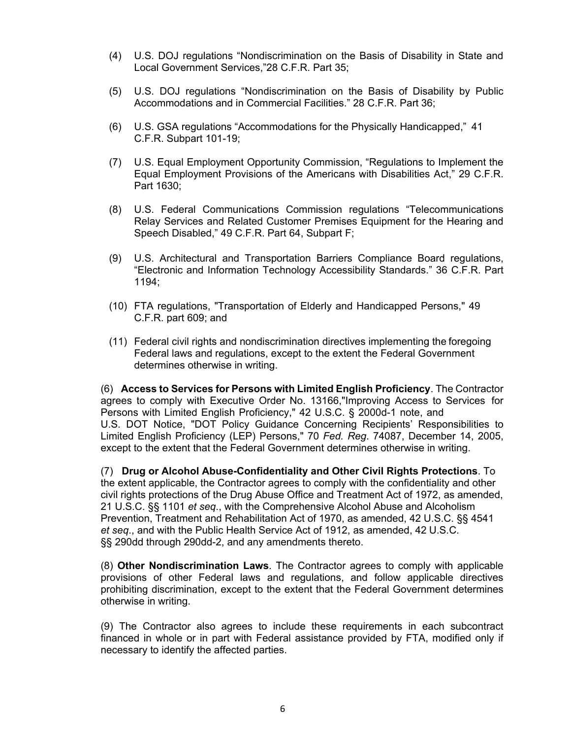(4) U.S. DOJ regulations "Nondiscrimination on the Basis of Disability in State and Local Government Services,"28 C.F.R. Part 35;

(5) U.S. DOJ regulations "Nondiscrimination on the Basis of Disability by Public Accommodations and in Commercial Facilities." 28 C.F.R. Part 36;

(6) U.S. GSA regulations "Accommodations for the Physically Handicapped," 41 C.F.R. Subpart 101-19;

(7) U.S. Equal Employment Opportunity Commission, "Regulations to Implement the Equal Employment Provisions of the Americans with Disabilities Act," 29 C.F.R. Part 1630;

(8) U.S. Federal Communications Commission regulations "Telecommunications Relay Services and Related Customer Premises Equipment for the Hearing and Speech Disabled," 49 C.F.R. Part 64, Subpart F;

(9) U.S. Architectural and Transportation Barriers Compliance Board regulations, "Electronic and Information Technology Accessibility Standards." 36 C.F.R. Part 1194;

(10) FTA regulations, "Transportation of Elderly and Handicapped Persons," 49 C.F.R. part 609; and

(11) Federal civil rights and nondiscrimination directives implementing the foregoing Federal laws and regulations, except to the extent the Federal Government determines otherwise in writing.

(6) **Access to Services for Persons with Limited English Proficiency**. The Contractor agrees to comply with Executive Order No. 13166,"Improving Access to Services for Persons with Limited English Proficiency," 42 U.S.C. § 2000d-1 note, and U.S. DOT Notice, "DOT Policy Guidance Concerning Recipients' Responsibilities to Limited English Proficiency (LEP) Persons," 70 *Fed. Reg*. 74087, December 14, 2005, except to the extent that the Federal Government determines otherwise in writing.

(7) **Drug or Alcohol Abuse-Confidentiality and Other Civil Rights Protections**. To the extent applicable, the Contractor agrees to comply with the confidentiality and other civil rights protections of the Drug Abuse Office and Treatment Act of 1972, as amended, 21 U.S.C. §§ 1101 *et seq*., with the Comprehensive Alcohol Abuse and Alcoholism Prevention, Treatment and Rehabilitation Act of 1970, as amended, 42 U.S.C. §§ 4541 *et seq*., and with the Public Health Service Act of 1912, as amended, 42 U.S.C. §§ 290dd through 290dd-2, and any amendments thereto.

(8) **Other Nondiscrimination Laws**. The Contractor agrees to comply with applicable provisions of other Federal laws and regulations, and follow applicable directives prohibiting discrimination, except to the extent that the Federal Government determines otherwise in writing.

(9) The Contractor also agrees to include these requirements in each subcontract financed in whole or in part with Federal assistance provided by FTA, modified only if necessary to identify the affected parties.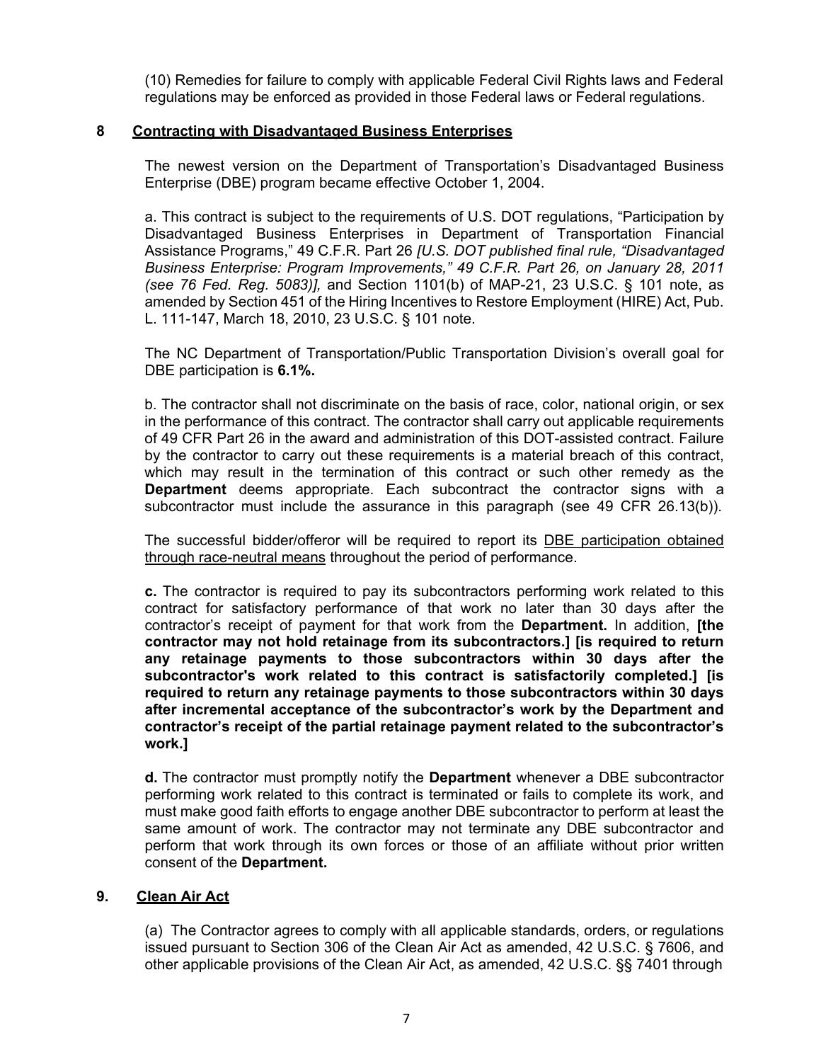(10) Remedies for failure to comply with applicable Federal Civil Rights laws and Federal regulations may be enforced as provided in those Federal laws or Federal regulations.

## 8 Contracting with Disadvantaged Business Enterprises

The newest version on the Department of Transportation's Disadvantaged Business Enterprise (DBE) program became effective October 1, 2004.

a. This contract is subject to the requirements of U.S. DOT regulations, "Participation by Disadvantaged Business Enterprises in Department of Transportation Financial Assistance Programs," 49 C.F.R. Part 26 *[U.S. DOT published final rule, "Disadvantaged Business Enterprise: Program Improvements," 49 C.F.R. Part 26, on January 28, 2011 (see 76 Fed. Reg. 5083)],* and Section 1101(b) of MAP-21, 23 U.S.C. § 101 note, as amended by Section 451 of the Hiring Incentives to Restore Employment (HIRE) Act, Pub. L. 111-147, March 18, 2010, 23 U.S.C. § 101 note.

The NC Department of Transportation/Public Transportation Division's overall goal for DBE participation is **6.1%.**

b. The contractor shall not discriminate on the basis of race, color, national origin, or sex in the performance of this contract. The contractor shall carry out applicable requirements of 49 CFR Part 26 in the award and administration of this DOT-assisted contract. Failure by the contractor to carry out these requirements is a material breach of this contract, which may result in the termination of this contract or such other remedy as the **Department** deems appropriate. Each subcontract the contractor signs with a subcontractor must include the assurance in this paragraph (see 49 CFR 26.13(b)).

The successful bidder/offeror will be required to report its DBE participation obtained through race-neutral means throughout the period of performance.

**c.** The contractor is required to pay its subcontractors performing work related to this contract for satisfactory performance of that work no later than 30 days after the contractor's receipt of payment for that work from the **Department.** In addition, **[the contractor may not hold retainage from its subcontractors.] [is required to return any retainage payments to those subcontractors within 30 days after the subcontractor's work related to this contract is satisfactorily completed.] [is required to return any retainage payments to those subcontractors within 30 days after incremental acceptance of the subcontractor's work by the Department and contractor's receipt of the partial retainage payment related to the subcontractor's work.]**

**d.** The contractor must promptly notify the **Department** whenever a DBE subcontractor performing work related to this contract is terminated or fails to complete its work, and must make good faith efforts to engage another DBE subcontractor to perform at least the same amount of work. The contractor may not terminate any DBE subcontractor and perform that work through its own forces or those of an affiliate without prior written consent of the **Department.**

## 9. Clean Air Act

(a) The Contractor agrees to comply with all applicable standards, orders, or regulations issued pursuant to Section 306 of the Clean Air Act as amended, 42 U.S.C. § 7606, and other applicable provisions of the Clean Air Act, as amended, 42 U.S.C. §§ 7401 through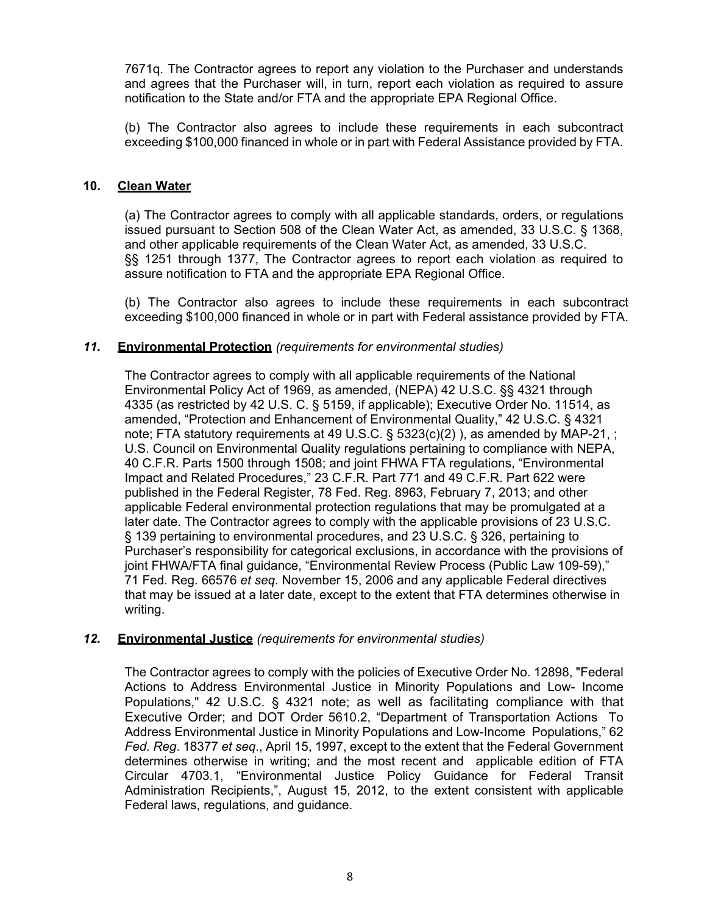7671q. The Contractor agrees to report any violation to the Purchaser and understands and agrees that the Purchaser will, in turn, report each violation as required to assure notification to the State and/or FTA and the appropriate EPA Regional Office.

(b) The Contractor also agrees to include these requirements in each subcontract exceeding $100,000 financed in whole or in part with Federal Assistance provided by FTA.

### 10. <u>Clean Water</u>

(a) The Contractor agrees to comply with all applicable standards, orders, or regulations issued pursuant to Section 508 of the Clean Water Act, as amended, 33 U.S.C. § 1368, and other applicable requirements of the Clean Water Act, as amended, 33 U.S.C. §§ 1251 through 1377, The Contractor agrees to report each violation as required to assure notification to FTA and the appropriate EPA Regional Office.

(b) The Contractor also agrees to include these requirements in each subcontract exceeding $100,000 financed in whole or in part with Federal assistance provided by FTA.

### *11.* <u>Environmental Protection</u> *(requirements for environmental studies)*

The Contractor agrees to comply with all applicable requirements of the National Environmental Policy Act of 1969, as amended, (NEPA) 42 U.S.C. §§ 4321 through 4335 (as restricted by 42 U.S. C. § 5159, if applicable); Executive Order No. 11514, as amended, "Protection and Enhancement of Environmental Quality," 42 U.S.C. § 4321 note; FTA statutory requirements at 49 U.S.C. § 5323(c)(2) ), as amended by MAP-21, ; U.S. Council on Environmental Quality regulations pertaining to compliance with NEPA, 40 C.F.R. Parts 1500 through 1508; and joint FHWA FTA regulations, "Environmental Impact and Related Procedures," 23 C.F.R. Part 771 and 49 C.F.R. Part 622 were published in the Federal Register, 78 Fed. Reg. 8963, February 7, 2013; and other applicable Federal environmental protection regulations that may be promulgated at a later date. The Contractor agrees to comply with the applicable provisions of 23 U.S.C. § 139 pertaining to environmental procedures, and 23 U.S.C. § 326, pertaining to Purchaser's responsibility for categorical exclusions, in accordance with the provisions of joint FHWA/FTA final guidance, "Environmental Review Process (Public Law 109-59)," 71 Fed. Reg. 66576 *et seq*. November 15, 2006 and any applicable Federal directives that may be issued at a later date, except to the extent that FTA determines otherwise in writing.

### *12.* <u>Environmental Justice</u> *(requirements for environmental studies)*

The Contractor agrees to comply with the policies of Executive Order No. 12898, "Federal Actions to Address Environmental Justice in Minority Populations and Low- Income Populations," 42 U.S.C. § 4321 note; as well as facilitating compliance with that Executive Order; and DOT Order 5610.2, "Department of Transportation Actions To Address Environmental Justice in Minority Populations and Low-Income Populations," 62 *Fed. Reg*. 18377 *et seq*., April 15, 1997, except to the extent that the Federal Government determines otherwise in writing; and the most recent and applicable edition of FTA Circular 4703.1, "Environmental Justice Policy Guidance for Federal Transit Administration Recipients,", August 15, 2012, to the extent consistent with applicable Federal laws, regulations, and guidance.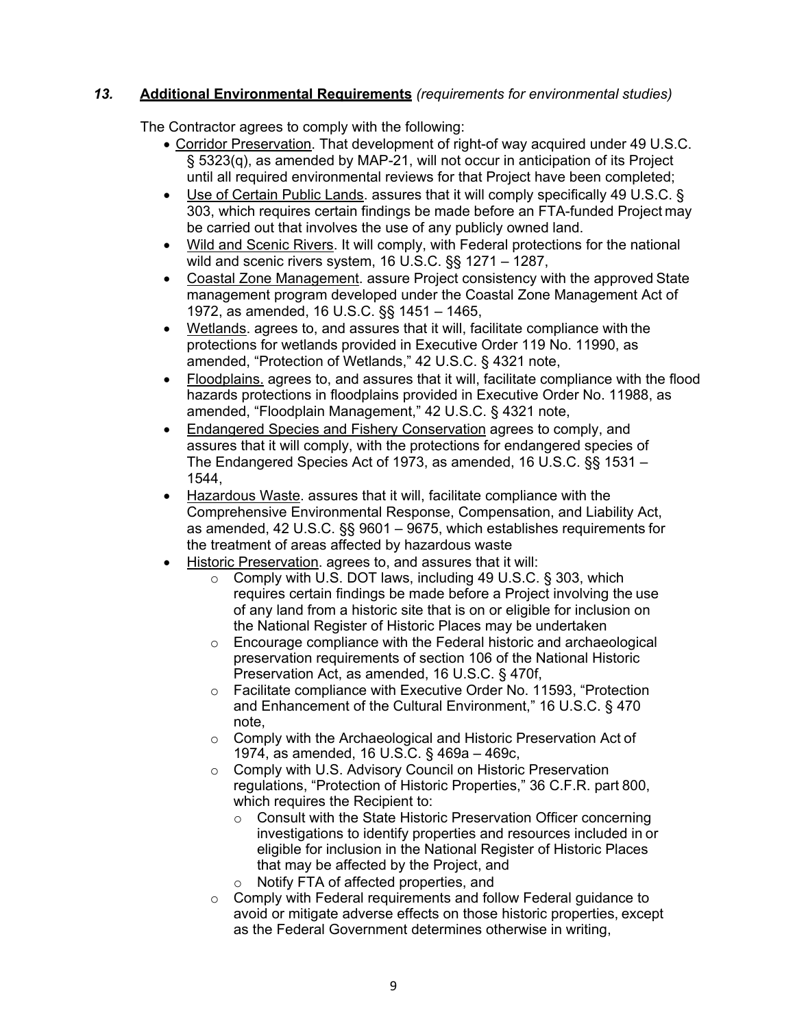### *13.* **Additional Environmental Requirements** *(requirements for environmental studies)*

The Contractor agrees to comply with the following:

- Corridor Preservation. That development of right-of way acquired under 49 U.S.C. § 5323(q), as amended by MAP-21, will not occur in anticipation of its Project until all required environmental reviews for that Project have been completed;
- Use of Certain Public Lands. assures that it will comply specifically 49 U.S.C. § 303, which requires certain findings be made before an FTA-funded Project may be carried out that involves the use of any publicly owned land.
- Wild and Scenic Rivers. It will comply, with Federal protections for the national wild and scenic rivers system, 16 U.S.C. §§ 1271 – 1287,
- Coastal Zone Management. assure Project consistency with the approved State management program developed under the Coastal Zone Management Act of 1972, as amended, 16 U.S.C. §§ 1451 – 1465,
- Wetlands. agrees to, and assures that it will, facilitate compliance with the protections for wetlands provided in Executive Order 119 No. 11990, as amended, "Protection of Wetlands," 42 U.S.C. § 4321 note,
- Floodplains. agrees to, and assures that it will, facilitate compliance with the flood hazards protections in floodplains provided in Executive Order No. 11988, as amended, "Floodplain Management," 42 U.S.C. § 4321 note,
- Endangered Species and Fishery Conservation agrees to comply, and assures that it will comply, with the protections for endangered species of The Endangered Species Act of 1973, as amended, 16 U.S.C. §§ 1531 – 1544,
- Hazardous Waste. assures that it will, facilitate compliance with the Comprehensive Environmental Response, Compensation, and Liability Act, as amended, 42 U.S.C. §§ 9601 – 9675, which establishes requirements for the treatment of areas affected by hazardous waste
- Historic Preservation. agrees to, and assures that it will:
  - Comply with U.S. DOT laws, including 49 U.S.C. § 303, which requires certain findings be made before a Project involving the use of any land from a historic site that is on or eligible for inclusion on the National Register of Historic Places may be undertaken
  - Encourage compliance with the Federal historic and archaeological preservation requirements of section 106 of the National Historic Preservation Act, as amended, 16 U.S.C. § 470f,
  - Facilitate compliance with Executive Order No. 11593, "Protection and Enhancement of the Cultural Environment," 16 U.S.C. § 470 note,
  - Comply with the Archaeological and Historic Preservation Act of 1974, as amended, 16 U.S.C. § 469a – 469c,
  - Comply with U.S. Advisory Council on Historic Preservation regulations, "Protection of Historic Properties," 36 C.F.R. part 800, which requires the Recipient to:
    - Consult with the State Historic Preservation Officer concerning investigations to identify properties and resources included in or eligible for inclusion in the National Register of Historic Places that may be affected by the Project, and
    - Notify FTA of affected properties, and
  - Comply with Federal requirements and follow Federal guidance to avoid or mitigate adverse effects on those historic properties, except as the Federal Government determines otherwise in writing,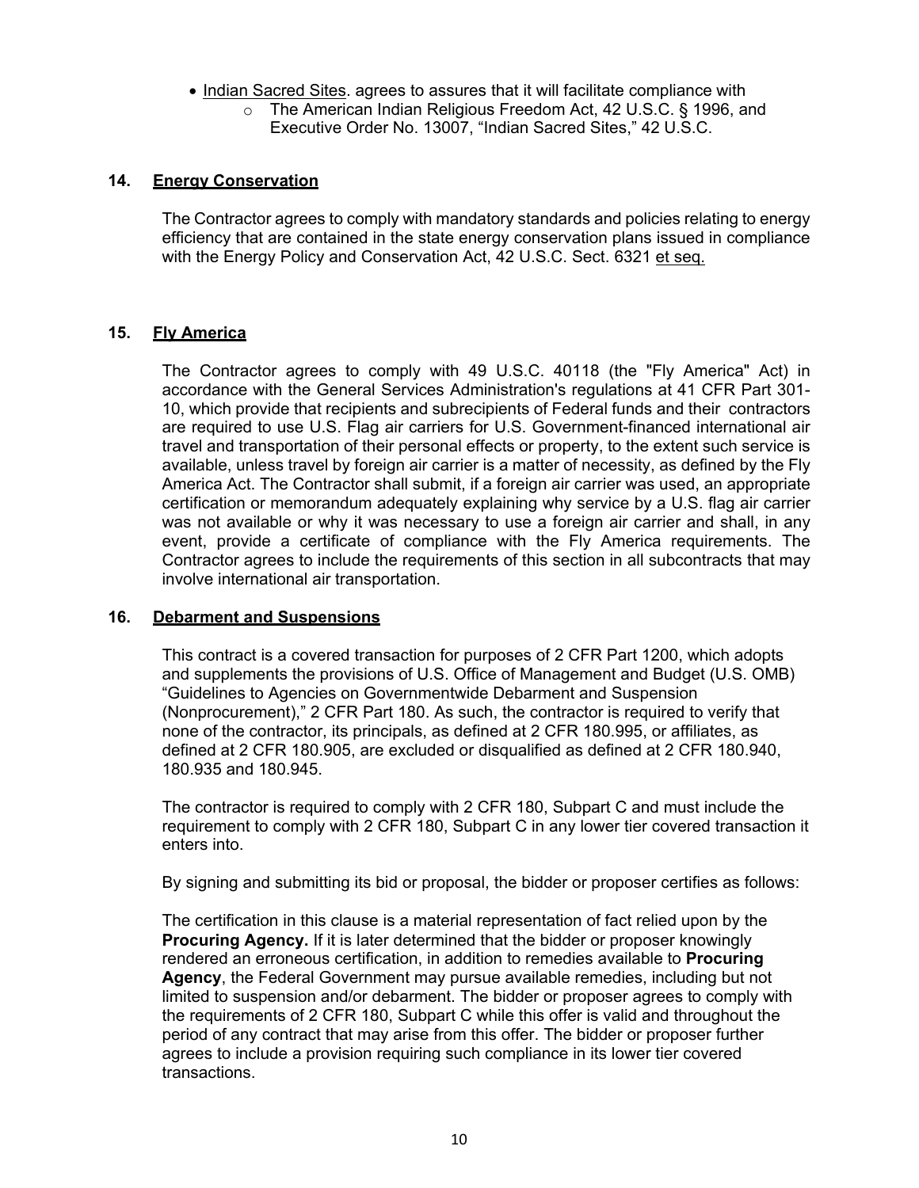- Indian Sacred Sites. agrees to assures that it will facilitate compliance with
    - The American Indian Religious Freedom Act, 42 U.S.C. § 1996, and Executive Order No. 13007, "Indian Sacred Sites," 42 U.S.C.

## 14. Energy Conservation

The Contractor agrees to comply with mandatory standards and policies relating to energy efficiency that are contained in the state energy conservation plans issued in compliance with the Energy Policy and Conservation Act, 42 U.S.C. Sect. 6321 et seq.

## 15. Fly America

The Contractor agrees to comply with 49 U.S.C. 40118 (the "Fly America" Act) in accordance with the General Services Administration's regulations at 41 CFR Part 301-10, which provide that recipients and subrecipients of Federal funds and their contractors are required to use U.S. Flag air carriers for U.S. Government-financed international air travel and transportation of their personal effects or property, to the extent such service is available, unless travel by foreign air carrier is a matter of necessity, as defined by the Fly America Act. The Contractor shall submit, if a foreign air carrier was used, an appropriate certification or memorandum adequately explaining why service by a U.S. flag air carrier was not available or why it was necessary to use a foreign air carrier and shall, in any event, provide a certificate of compliance with the Fly America requirements. The Contractor agrees to include the requirements of this section in all subcontracts that may involve international air transportation.

## 16. Debarment and Suspensions

This contract is a covered transaction for purposes of 2 CFR Part 1200, which adopts and supplements the provisions of U.S. Office of Management and Budget (U.S. OMB) "Guidelines to Agencies on Governmentwide Debarment and Suspension (Nonprocurement)," 2 CFR Part 180. As such, the contractor is required to verify that none of the contractor, its principals, as defined at 2 CFR 180.995, or affiliates, as defined at 2 CFR 180.905, are excluded or disqualified as defined at 2 CFR 180.940, 180.935 and 180.945.

The contractor is required to comply with 2 CFR 180, Subpart C and must include the requirement to comply with 2 CFR 180, Subpart C in any lower tier covered transaction it enters into.

By signing and submitting its bid or proposal, the bidder or proposer certifies as follows:

The certification in this clause is a material representation of fact relied upon by the **Procuring Agency.** If it is later determined that the bidder or proposer knowingly rendered an erroneous certification, in addition to remedies available to **Procuring Agency**, the Federal Government may pursue available remedies, including but not limited to suspension and/or debarment. The bidder or proposer agrees to comply with the requirements of 2 CFR 180, Subpart C while this offer is valid and throughout the period of any contract that may arise from this offer. The bidder or proposer further agrees to include a provision requiring such compliance in its lower tier covered transactions.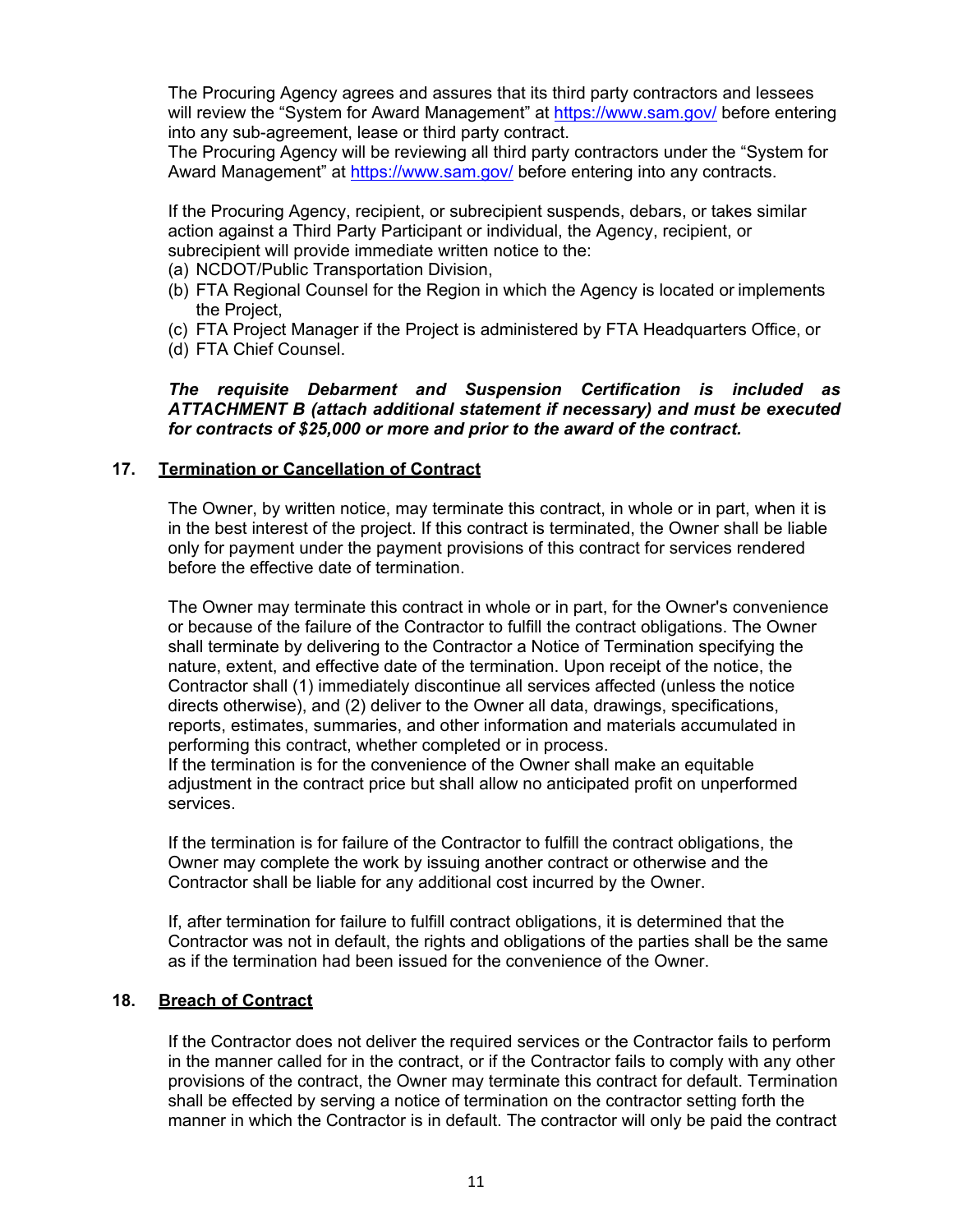The Procuring Agency agrees and assures that its third party contractors and lessees will review the "System for Award Management" at https://www.sam.gov/ before entering into any sub-agreement, lease or third party contract.
The Procuring Agency will be reviewing all third party contractors under the "System for Award Management" at https://www.sam.gov/ before entering into any contracts.

If the Procuring Agency, recipient, or subrecipient suspends, debars, or takes similar action against a Third Party Participant or individual, the Agency, recipient, or subrecipient will provide immediate written notice to the:

(a) NCDOT/Public Transportation Division,
(b) FTA Regional Counsel for the Region in which the Agency is located or implements the Project,
(c) FTA Project Manager if the Project is administered by FTA Headquarters Office, or
(d) FTA Chief Counsel.

***The requisite Debarment and Suspension Certification is included as ATTACHMENT B (attach additional statement if necessary) and must be executed for contracts of $25,000 or more and prior to the award of the contract.***

## 17. Termination or Cancellation of Contract

The Owner, by written notice, may terminate this contract, in whole or in part, when it is in the best interest of the project. If this contract is terminated, the Owner shall be liable only for payment under the payment provisions of this contract for services rendered before the effective date of termination.

The Owner may terminate this contract in whole or in part, for the Owner's convenience or because of the failure of the Contractor to fulfill the contract obligations. The Owner shall terminate by delivering to the Contractor a Notice of Termination specifying the nature, extent, and effective date of the termination. Upon receipt of the notice, the Contractor shall (1) immediately discontinue all services affected (unless the notice directs otherwise), and (2) deliver to the Owner all data, drawings, specifications, reports, estimates, summaries, and other information and materials accumulated in performing this contract, whether completed or in process.
If the termination is for the convenience of the Owner shall make an equitable adjustment in the contract price but shall allow no anticipated profit on unperformed services.

If the termination is for failure of the Contractor to fulfill the contract obligations, the Owner may complete the work by issuing another contract or otherwise and the Contractor shall be liable for any additional cost incurred by the Owner.

If, after termination for failure to fulfill contract obligations, it is determined that the Contractor was not in default, the rights and obligations of the parties shall be the same as if the termination had been issued for the convenience of the Owner.

## 18. Breach of Contract

If the Contractor does not deliver the required services or the Contractor fails to perform in the manner called for in the contract, or if the Contractor fails to comply with any other provisions of the contract, the Owner may terminate this contract for default. Termination shall be effected by serving a notice of termination on the contractor setting forth the manner in which the Contractor is in default. The contractor will only be paid the contract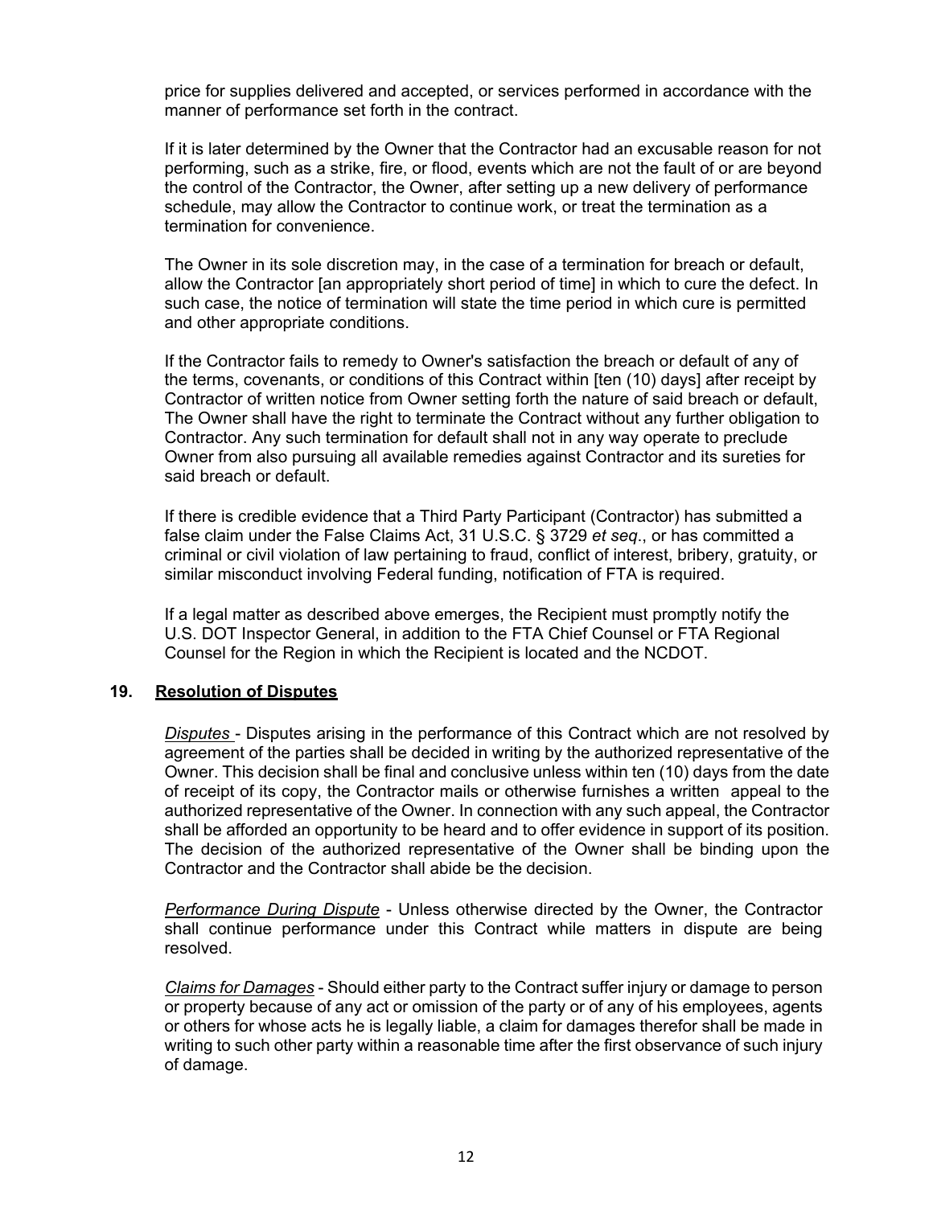price for supplies delivered and accepted, or services performed in accordance with the manner of performance set forth in the contract.

If it is later determined by the Owner that the Contractor had an excusable reason for not performing, such as a strike, fire, or flood, events which are not the fault of or are beyond the control of the Contractor, the Owner, after setting up a new delivery of performance schedule, may allow the Contractor to continue work, or treat the termination as a termination for convenience.

The Owner in its sole discretion may, in the case of a termination for breach or default, allow the Contractor [an appropriately short period of time] in which to cure the defect. In such case, the notice of termination will state the time period in which cure is permitted and other appropriate conditions.

If the Contractor fails to remedy to Owner's satisfaction the breach or default of any of the terms, covenants, or conditions of this Contract within [ten (10) days] after receipt by Contractor of written notice from Owner setting forth the nature of said breach or default, The Owner shall have the right to terminate the Contract without any further obligation to Contractor. Any such termination for default shall not in any way operate to preclude Owner from also pursuing all available remedies against Contractor and its sureties for said breach or default.

If there is credible evidence that a Third Party Participant (Contractor) has submitted a false claim under the False Claims Act, 31 U.S.C. § 3729 *et seq*., or has committed a criminal or civil violation of law pertaining to fraud, conflict of interest, bribery, gratuity, or similar misconduct involving Federal funding, notification of FTA is required.

If a legal matter as described above emerges, the Recipient must promptly notify the U.S. DOT Inspector General, in addition to the FTA Chief Counsel or FTA Regional Counsel for the Region in which the Recipient is located and the NCDOT.

## 19. Resolution of Disputes

*Disputes* - Disputes arising in the performance of this Contract which are not resolved by agreement of the parties shall be decided in writing by the authorized representative of the Owner. This decision shall be final and conclusive unless within ten (10) days from the date of receipt of its copy, the Contractor mails or otherwise furnishes a written appeal to the authorized representative of the Owner. In connection with any such appeal, the Contractor shall be afforded an opportunity to be heard and to offer evidence in support of its position. The decision of the authorized representative of the Owner shall be binding upon the Contractor and the Contractor shall abide be the decision.

*Performance During Dispute* - Unless otherwise directed by the Owner, the Contractor shall continue performance under this Contract while matters in dispute are being resolved.

*Claims for Damages* - Should either party to the Contract suffer injury or damage to person or property because of any act or omission of the party or of any of his employees, agents or others for whose acts he is legally liable, a claim for damages therefor shall be made in writing to such other party within a reasonable time after the first observance of such injury of damage.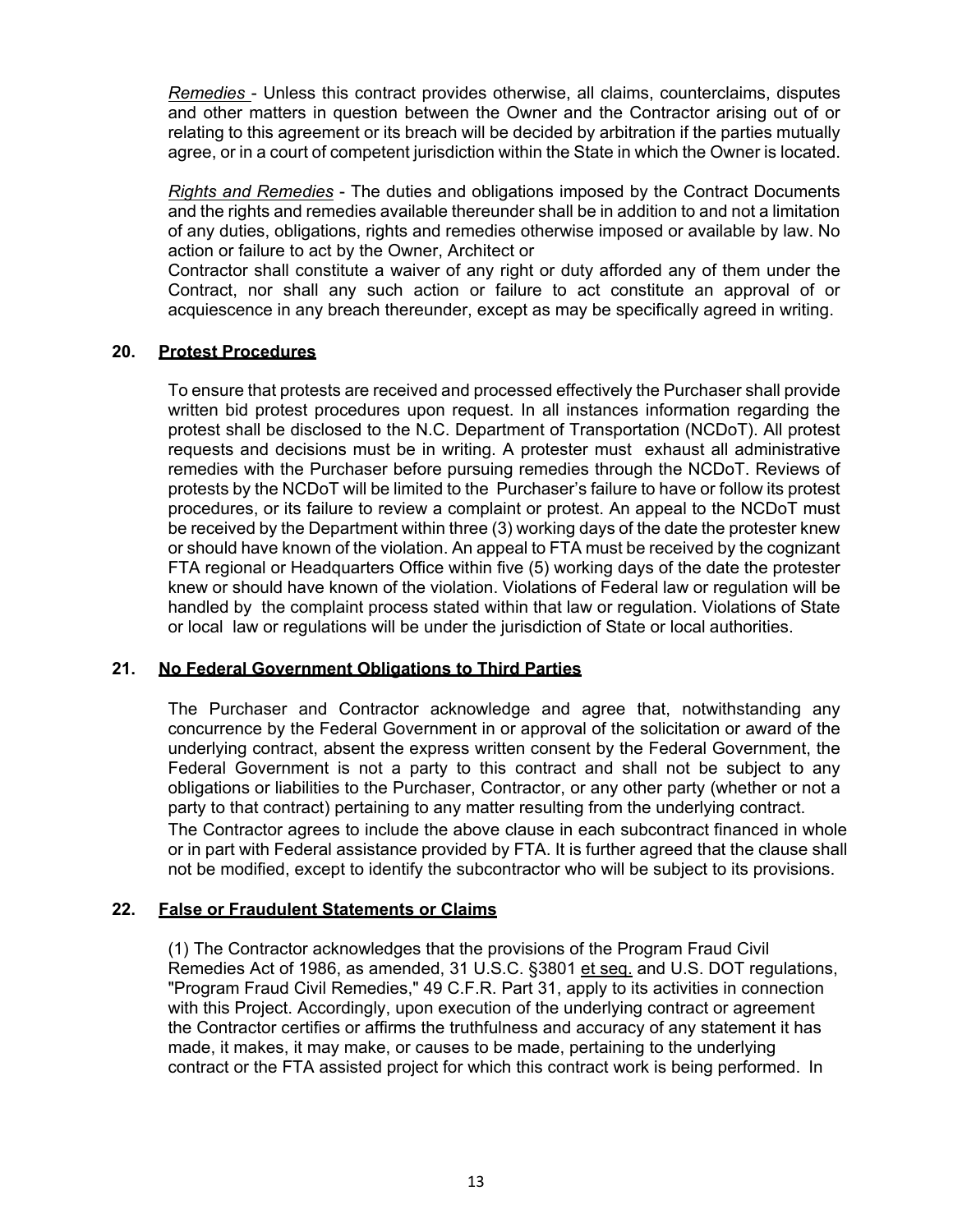*Remedies* - Unless this contract provides otherwise, all claims, counterclaims, disputes and other matters in question between the Owner and the Contractor arising out of or relating to this agreement or its breach will be decided by arbitration if the parties mutually agree, or in a court of competent jurisdiction within the State in which the Owner is located.

*Rights and Remedies* - The duties and obligations imposed by the Contract Documents and the rights and remedies available thereunder shall be in addition to and not a limitation of any duties, obligations, rights and remedies otherwise imposed or available by law. No action or failure to act by the Owner, Architect or Contractor shall constitute a waiver of any right or duty afforded any of them under the Contract, nor shall any such action or failure to act constitute an approval of or acquiescence in any breach thereunder, except as may be specifically agreed in writing.

## 20. Protest Procedures

To ensure that protests are received and processed effectively the Purchaser shall provide written bid protest procedures upon request. In all instances information regarding the protest shall be disclosed to the N.C. Department of Transportation (NCDoT). All protest requests and decisions must be in writing. A protester must exhaust all administrative remedies with the Purchaser before pursuing remedies through the NCDoT. Reviews of protests by the NCDoT will be limited to the Purchaser's failure to have or follow its protest procedures, or its failure to review a complaint or protest. An appeal to the NCDoT must be received by the Department within three (3) working days of the date the protester knew or should have known of the violation. An appeal to FTA must be received by the cognizant FTA regional or Headquarters Office within five (5) working days of the date the protester knew or should have known of the violation. Violations of Federal law or regulation will be handled by the complaint process stated within that law or regulation. Violations of State or local law or regulations will be under the jurisdiction of State or local authorities.

## 21. No Federal Government Obligations to Third Parties

The Purchaser and Contractor acknowledge and agree that, notwithstanding any concurrence by the Federal Government in or approval of the solicitation or award of the underlying contract, absent the express written consent by the Federal Government, the Federal Government is not a party to this contract and shall not be subject to any obligations or liabilities to the Purchaser, Contractor, or any other party (whether or not a party to that contract) pertaining to any matter resulting from the underlying contract.
The Contractor agrees to include the above clause in each subcontract financed in whole or in part with Federal assistance provided by FTA. It is further agreed that the clause shall not be modified, except to identify the subcontractor who will be subject to its provisions.

## 22. False or Fraudulent Statements or Claims

(1) The Contractor acknowledges that the provisions of the Program Fraud Civil Remedies Act of 1986, as amended, 31 U.S.C. §3801 et seq. and U.S. DOT regulations, "Program Fraud Civil Remedies," 49 C.F.R. Part 31, apply to its activities in connection with this Project. Accordingly, upon execution of the underlying contract or agreement the Contractor certifies or affirms the truthfulness and accuracy of any statement it has made, it makes, it may make, or causes to be made, pertaining to the underlying contract or the FTA assisted project for which this contract work is being performed. In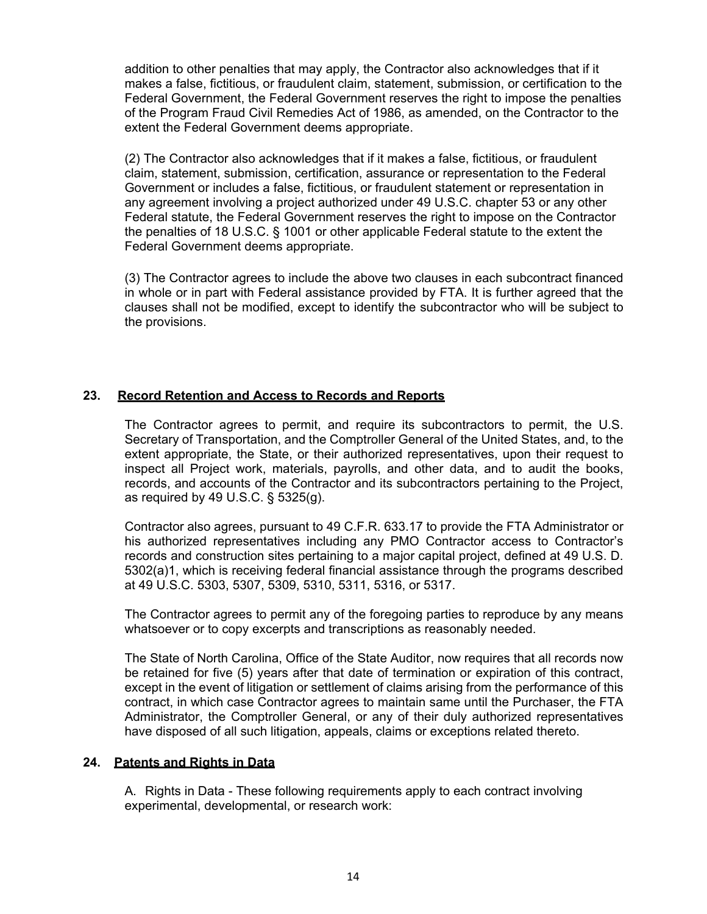addition to other penalties that may apply, the Contractor also acknowledges that if it makes a false, fictitious, or fraudulent claim, statement, submission, or certification to the Federal Government, the Federal Government reserves the right to impose the penalties of the Program Fraud Civil Remedies Act of 1986, as amended, on the Contractor to the extent the Federal Government deems appropriate.

(2) The Contractor also acknowledges that if it makes a false, fictitious, or fraudulent claim, statement, submission, certification, assurance or representation to the Federal Government or includes a false, fictitious, or fraudulent statement or representation in any agreement involving a project authorized under 49 U.S.C. chapter 53 or any other Federal statute, the Federal Government reserves the right to impose on the Contractor the penalties of 18 U.S.C. § 1001 or other applicable Federal statute to the extent the Federal Government deems appropriate.

(3) The Contractor agrees to include the above two clauses in each subcontract financed in whole or in part with Federal assistance provided by FTA. It is further agreed that the clauses shall not be modified, except to identify the subcontractor who will be subject to the provisions.

## 23. Record Retention and Access to Records and Reports

The Contractor agrees to permit, and require its subcontractors to permit, the U.S. Secretary of Transportation, and the Comptroller General of the United States, and, to the extent appropriate, the State, or their authorized representatives, upon their request to inspect all Project work, materials, payrolls, and other data, and to audit the books, records, and accounts of the Contractor and its subcontractors pertaining to the Project, as required by 49 U.S.C. § 5325(g).

Contractor also agrees, pursuant to 49 C.F.R. 633.17 to provide the FTA Administrator or his authorized representatives including any PMO Contractor access to Contractor's records and construction sites pertaining to a major capital project, defined at 49 U.S. D. 5302(a)1, which is receiving federal financial assistance through the programs described at 49 U.S.C. 5303, 5307, 5309, 5310, 5311, 5316, or 5317.

The Contractor agrees to permit any of the foregoing parties to reproduce by any means whatsoever or to copy excerpts and transcriptions as reasonably needed.

The State of North Carolina, Office of the State Auditor, now requires that all records now be retained for five (5) years after that date of termination or expiration of this contract, except in the event of litigation or settlement of claims arising from the performance of this contract, in which case Contractor agrees to maintain same until the Purchaser, the FTA Administrator, the Comptroller General, or any of their duly authorized representatives have disposed of all such litigation, appeals, claims or exceptions related thereto.

## 24. Patents and Rights in Data

A. Rights in Data - These following requirements apply to each contract involving experimental, developmental, or research work: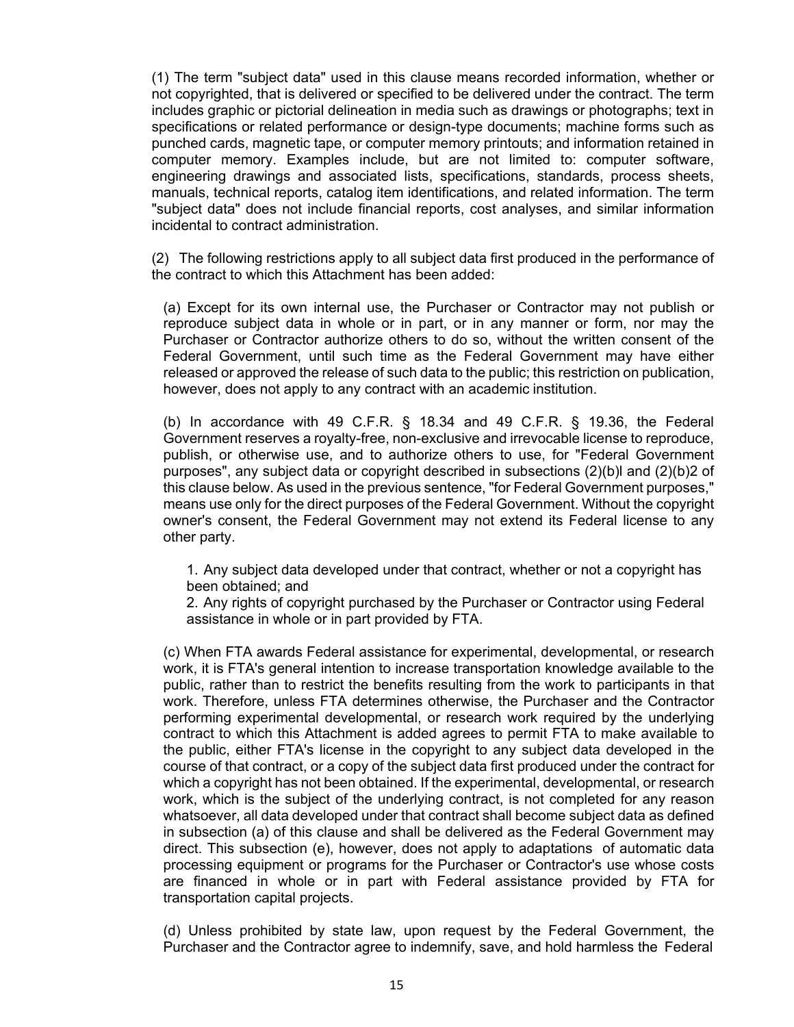(1) The term "subject data" used in this clause means recorded information, whether or not copyrighted, that is delivered or specified to be delivered under the contract. The term includes graphic or pictorial delineation in media such as drawings or photographs; text in specifications or related performance or design-type documents; machine forms such as punched cards, magnetic tape, or computer memory printouts; and information retained in computer memory. Examples include, but are not limited to: computer software, engineering drawings and associated lists, specifications, standards, process sheets, manuals, technical reports, catalog item identifications, and related information. The term "subject data" does not include financial reports, cost analyses, and similar information incidental to contract administration.

(2) The following restrictions apply to all subject data first produced in the performance of the contract to which this Attachment has been added:

(a) Except for its own internal use, the Purchaser or Contractor may not publish or reproduce subject data in whole or in part, or in any manner or form, nor may the Purchaser or Contractor authorize others to do so, without the written consent of the Federal Government, until such time as the Federal Government may have either released or approved the release of such data to the public; this restriction on publication, however, does not apply to any contract with an academic institution.

(b) In accordance with 49 C.F.R. § 18.34 and 49 C.F.R. § 19.36, the Federal Government reserves a royalty-free, non-exclusive and irrevocable license to reproduce, publish, or otherwise use, and to authorize others to use, for "Federal Government purposes", any subject data or copyright described in subsections (2)(b)l and (2)(b)2 of this clause below. As used in the previous sentence, "for Federal Government purposes," means use only for the direct purposes of the Federal Government. Without the copyright owner's consent, the Federal Government may not extend its Federal license to any other party.

1. Any subject data developed under that contract, whether or not a copyright has been obtained; and
2. Any rights of copyright purchased by the Purchaser or Contractor using Federal assistance in whole or in part provided by FTA.

(c) When FTA awards Federal assistance for experimental, developmental, or research work, it is FTA's general intention to increase transportation knowledge available to the public, rather than to restrict the benefits resulting from the work to participants in that work. Therefore, unless FTA determines otherwise, the Purchaser and the Contractor performing experimental developmental, or research work required by the underlying contract to which this Attachment is added agrees to permit FTA to make available to the public, either FTA's license in the copyright to any subject data developed in the course of that contract, or a copy of the subject data first produced under the contract for which a copyright has not been obtained. If the experimental, developmental, or research work, which is the subject of the underlying contract, is not completed for any reason whatsoever, all data developed under that contract shall become subject data as defined in subsection (a) of this clause and shall be delivered as the Federal Government may direct. This subsection (e), however, does not apply to adaptations of automatic data processing equipment or programs for the Purchaser or Contractor's use whose costs are financed in whole or in part with Federal assistance provided by FTA for transportation capital projects.

(d) Unless prohibited by state law, upon request by the Federal Government, the Purchaser and the Contractor agree to indemnify, save, and hold harmless the Federal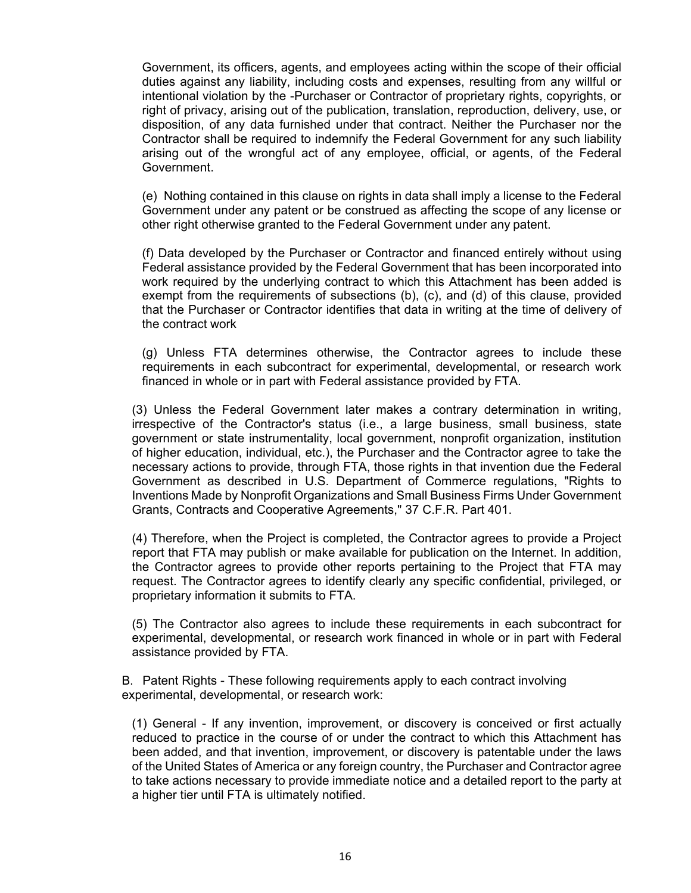Government, its officers, agents, and employees acting within the scope of their official duties against any liability, including costs and expenses, resulting from any willful or intentional violation by the -Purchaser or Contractor of proprietary rights, copyrights, or right of privacy, arising out of the publication, translation, reproduction, delivery, use, or disposition, of any data furnished under that contract. Neither the Purchaser nor the Contractor shall be required to indemnify the Federal Government for any such liability arising out of the wrongful act of any employee, official, or agents, of the Federal Government.

(e) Nothing contained in this clause on rights in data shall imply a license to the Federal Government under any patent or be construed as affecting the scope of any license or other right otherwise granted to the Federal Government under any patent.

(f) Data developed by the Purchaser or Contractor and financed entirely without using Federal assistance provided by the Federal Government that has been incorporated into work required by the underlying contract to which this Attachment has been added is exempt from the requirements of subsections (b), (c), and (d) of this clause, provided that the Purchaser or Contractor identifies that data in writing at the time of delivery of the contract work

(g) Unless FTA determines otherwise, the Contractor agrees to include these requirements in each subcontract for experimental, developmental, or research work financed in whole or in part with Federal assistance provided by FTA.

(3) Unless the Federal Government later makes a contrary determination in writing, irrespective of the Contractor's status (i.e., a large business, small business, state government or state instrumentality, local government, nonprofit organization, institution of higher education, individual, etc.), the Purchaser and the Contractor agree to take the necessary actions to provide, through FTA, those rights in that invention due the Federal Government as described in U.S. Department of Commerce regulations, "Rights to Inventions Made by Nonprofit Organizations and Small Business Firms Under Government Grants, Contracts and Cooperative Agreements," 37 C.F.R. Part 401.

(4) Therefore, when the Project is completed, the Contractor agrees to provide a Project report that FTA may publish or make available for publication on the Internet. In addition, the Contractor agrees to provide other reports pertaining to the Project that FTA may request. The Contractor agrees to identify clearly any specific confidential, privileged, or proprietary information it submits to FTA.

(5) The Contractor also agrees to include these requirements in each subcontract for experimental, developmental, or research work financed in whole or in part with Federal assistance provided by FTA.

B. Patent Rights - These following requirements apply to each contract involving experimental, developmental, or research work:

(1) General - If any invention, improvement, or discovery is conceived or first actually reduced to practice in the course of or under the contract to which this Attachment has been added, and that invention, improvement, or discovery is patentable under the laws of the United States of America or any foreign country, the Purchaser and Contractor agree to take actions necessary to provide immediate notice and a detailed report to the party at a higher tier until FTA is ultimately notified.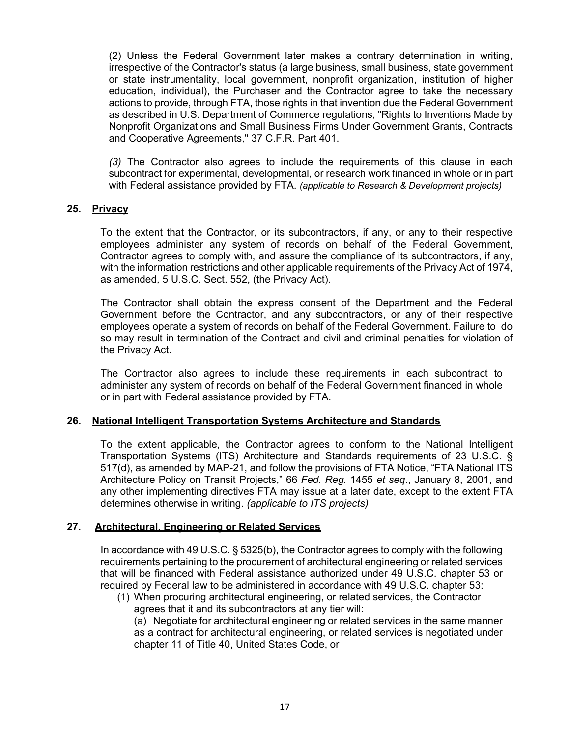(2) Unless the Federal Government later makes a contrary determination in writing, irrespective of the Contractor's status (a large business, small business, state government or state instrumentality, local government, nonprofit organization, institution of higher education, individual), the Purchaser and the Contractor agree to take the necessary actions to provide, through FTA, those rights in that invention due the Federal Government as described in U.S. Department of Commerce regulations, "Rights to Inventions Made by Nonprofit Organizations and Small Business Firms Under Government Grants, Contracts and Cooperative Agreements," 37 C.F.R. Part 401.

*(3)* The Contractor also agrees to include the requirements of this clause in each subcontract for experimental, developmental, or research work financed in whole or in part with Federal assistance provided by FTA. *(applicable to Research & Development projects)*

## 25. Privacy

To the extent that the Contractor, or its subcontractors, if any, or any to their respective employees administer any system of records on behalf of the Federal Government, Contractor agrees to comply with, and assure the compliance of its subcontractors, if any, with the information restrictions and other applicable requirements of the Privacy Act of 1974, as amended, 5 U.S.C. Sect. 552, (the Privacy Act).

The Contractor shall obtain the express consent of the Department and the Federal Government before the Contractor, and any subcontractors, or any of their respective employees operate a system of records on behalf of the Federal Government. Failure to do so may result in termination of the Contract and civil and criminal penalties for violation of the Privacy Act.

The Contractor also agrees to include these requirements in each subcontract to administer any system of records on behalf of the Federal Government financed in whole or in part with Federal assistance provided by FTA.

## 26. National Intelligent Transportation Systems Architecture and Standards

To the extent applicable, the Contractor agrees to conform to the National Intelligent Transportation Systems (ITS) Architecture and Standards requirements of 23 U.S.C. § 517(d), as amended by MAP-21, and follow the provisions of FTA Notice, “FTA National ITS Architecture Policy on Transit Projects,” 66 *Fed. Reg.* 1455 *et seq*., January 8, 2001, and any other implementing directives FTA may issue at a later date, except to the extent FTA determines otherwise in writing. *(applicable to ITS projects)*

## 27. Architectural, Engineering or Related Services

In accordance with 49 U.S.C. § 5325(b), the Contractor agrees to comply with the following requirements pertaining to the procurement of architectural engineering or related services that will be financed with Federal assistance authorized under 49 U.S.C. chapter 53 or required by Federal law to be administered in accordance with 49 U.S.C. chapter 53:

(1) When procuring architectural engineering, or related services, the Contractor agrees that it and its subcontractors at any tier will:

(a) Negotiate for architectural engineering or related services in the same manner as a contract for architectural engineering, or related services is negotiated under chapter 11 of Title 40, United States Code, or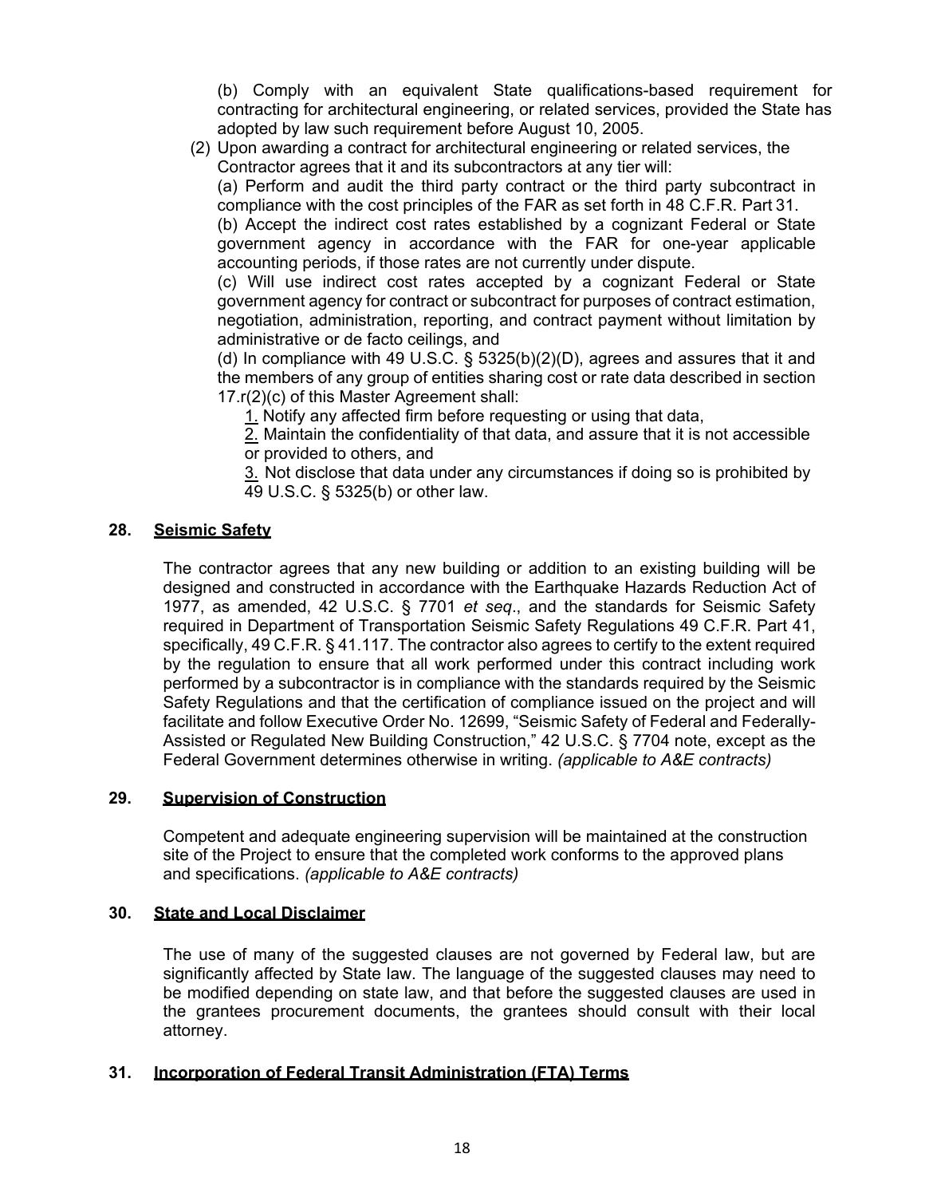(b) Comply with an equivalent State qualifications-based requirement for contracting for architectural engineering, or related services, provided the State has adopted by law such requirement before August 10, 2005.

(2) Upon awarding a contract for architectural engineering or related services, the Contractor agrees that it and its subcontractors at any tier will:

(a) Perform and audit the third party contract or the third party subcontract in compliance with the cost principles of the FAR as set forth in 48 C.F.R. Part 31.

(b) Accept the indirect cost rates established by a cognizant Federal or State government agency in accordance with the FAR for one-year applicable accounting periods, if those rates are not currently under dispute.

(c) Will use indirect cost rates accepted by a cognizant Federal or State government agency for contract or subcontract for purposes of contract estimation, negotiation, administration, reporting, and contract payment without limitation by administrative or de facto ceilings, and

(d) In compliance with 49 U.S.C. § 5325(b)(2)(D), agrees and assures that it and the members of any group of entities sharing cost or rate data described in section 17.r(2)(c) of this Master Agreement shall:

<u>1.</u> Notify any affected firm before requesting or using that data,

<u>2.</u> Maintain the confidentiality of that data, and assure that it is not accessible or provided to others, and

<u>3.</u> Not disclose that data under any circumstances if doing so is prohibited by 49 U.S.C. § 5325(b) or other law.

## 28. <u>Seismic Safety</u>

The contractor agrees that any new building or addition to an existing building will be designed and constructed in accordance with the Earthquake Hazards Reduction Act of 1977, as amended, 42 U.S.C. § 7701 *et seq*., and the standards for Seismic Safety required in Department of Transportation Seismic Safety Regulations 49 C.F.R. Part 41, specifically, 49 C.F.R. § 41.117. The contractor also agrees to certify to the extent required by the regulation to ensure that all work performed under this contract including work performed by a subcontractor is in compliance with the standards required by the Seismic Safety Regulations and that the certification of compliance issued on the project and will facilitate and follow Executive Order No. 12699, "Seismic Safety of Federal and Federally-Assisted or Regulated New Building Construction," 42 U.S.C. § 7704 note, except as the Federal Government determines otherwise in writing. *(applicable to A&E contracts)*

## 29. <u>Supervision of Construction</u>

Competent and adequate engineering supervision will be maintained at the construction site of the Project to ensure that the completed work conforms to the approved plans and specifications. *(applicable to A&E contracts)*

## 30. <u>State and Local Disclaimer</u>

The use of many of the suggested clauses are not governed by Federal law, but are significantly affected by State law. The language of the suggested clauses may need to be modified depending on state law, and that before the suggested clauses are used in the grantees procurement documents, the grantees should consult with their local attorney.

## 31. <u>Incorporation of Federal Transit Administration (FTA) Terms</u>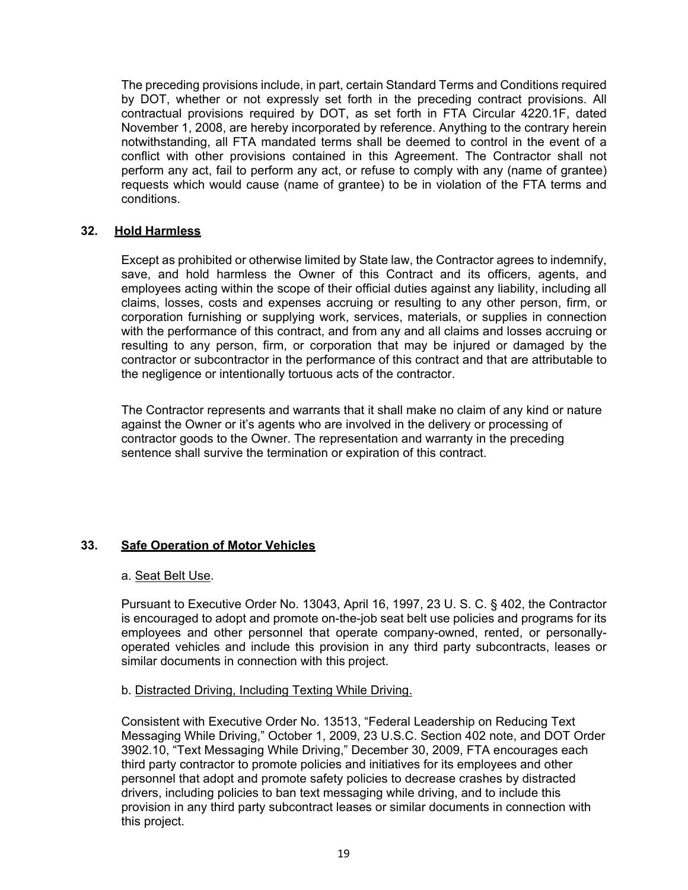The preceding provisions include, in part, certain Standard Terms and Conditions required by DOT, whether or not expressly set forth in the preceding contract provisions. All contractual provisions required by DOT, as set forth in FTA Circular 4220.1F, dated November 1, 2008, are hereby incorporated by reference. Anything to the contrary herein notwithstanding, all FTA mandated terms shall be deemed to control in the event of a conflict with other provisions contained in this Agreement. The Contractor shall not perform any act, fail to perform any act, or refuse to comply with any (name of grantee) requests which would cause (name of grantee) to be in violation of the FTA terms and conditions.

## 32. Hold Harmless

Except as prohibited or otherwise limited by State law, the Contractor agrees to indemnify, save, and hold harmless the Owner of this Contract and its officers, agents, and employees acting within the scope of their official duties against any liability, including all claims, losses, costs and expenses accruing or resulting to any other person, firm, or corporation furnishing or supplying work, services, materials, or supplies in connection with the performance of this contract, and from any and all claims and losses accruing or resulting to any person, firm, or corporation that may be injured or damaged by the contractor or subcontractor in the performance of this contract and that are attributable to the negligence or intentionally tortuous acts of the contractor.

The Contractor represents and warrants that it shall make no claim of any kind or nature against the Owner or it's agents who are involved in the delivery or processing of contractor goods to the Owner. The representation and warranty in the preceding sentence shall survive the termination or expiration of this contract.

## 33. Safe Operation of Motor Vehicles

a. Seat Belt Use.

Pursuant to Executive Order No. 13043, April 16, 1997, 23 U. S. C. § 402, the Contractor is encouraged to adopt and promote on-the-job seat belt use policies and programs for its employees and other personnel that operate company-owned, rented, or personally-operated vehicles and include this provision in any third party subcontracts, leases or similar documents in connection with this project.

b. Distracted Driving, Including Texting While Driving.

Consistent with Executive Order No. 13513, "Federal Leadership on Reducing Text Messaging While Driving," October 1, 2009, 23 U.S.C. Section 402 note, and DOT Order 3902.10, "Text Messaging While Driving," December 30, 2009, FTA encourages each third party contractor to promote policies and initiatives for its employees and other personnel that adopt and promote safety policies to decrease crashes by distracted drivers, including policies to ban text messaging while driving, and to include this provision in any third party subcontract leases or similar documents in connection with this project.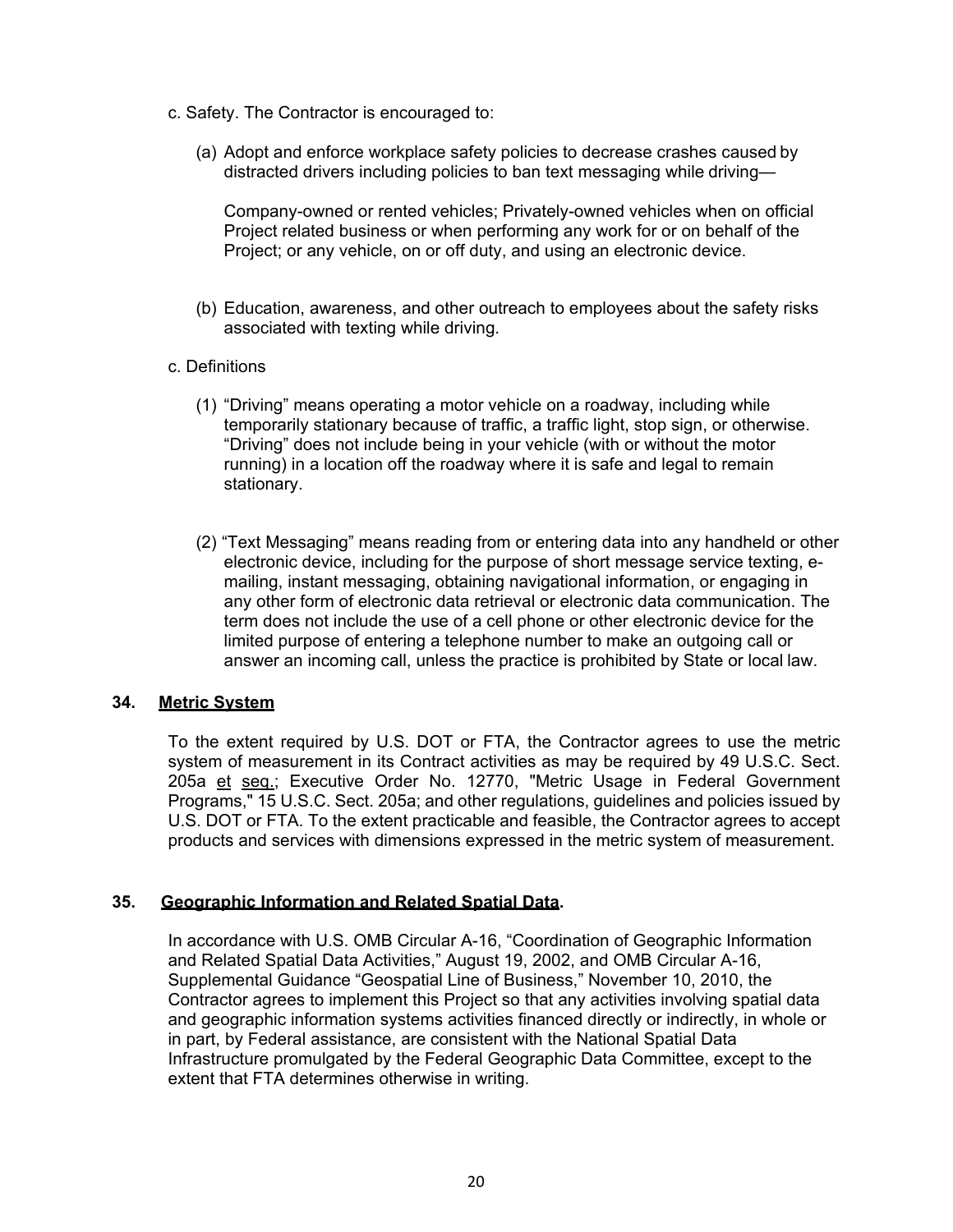c. Safety. The Contractor is encouraged to:

(a) Adopt and enforce workplace safety policies to decrease crashes caused by distracted drivers including policies to ban text messaging while driving—

Company-owned or rented vehicles; Privately-owned vehicles when on official Project related business or when performing any work for or on behalf of the Project; or any vehicle, on or off duty, and using an electronic device.

(b) Education, awareness, and other outreach to employees about the safety risks associated with texting while driving.

c. Definitions

(1) “Driving” means operating a motor vehicle on a roadway, including while temporarily stationary because of traffic, a traffic light, stop sign, or otherwise. “Driving” does not include being in your vehicle (with or without the motor running) in a location off the roadway where it is safe and legal to remain stationary.

(2) “Text Messaging” means reading from or entering data into any handheld or other electronic device, including for the purpose of short message service texting, e-mailing, instant messaging, obtaining navigational information, or engaging in any other form of electronic data retrieval or electronic data communication. The term does not include the use of a cell phone or other electronic device for the limited purpose of entering a telephone number to make an outgoing call or answer an incoming call, unless the practice is prohibited by State or local law.

**34. Metric System**

To the extent required by U.S. DOT or FTA, the Contractor agrees to use the metric system of measurement in its Contract activities as may be required by 49 U.S.C. Sect. 205a et seq.; Executive Order No. 12770, "Metric Usage in Federal Government Programs," 15 U.S.C. Sect. 205a; and other regulations, guidelines and policies issued by U.S. DOT or FTA. To the extent practicable and feasible, the Contractor agrees to accept products and services with dimensions expressed in the metric system of measurement.

**35. Geographic Information and Related Spatial Data.**

In accordance with U.S. OMB Circular A-16, “Coordination of Geographic Information and Related Spatial Data Activities,” August 19, 2002, and OMB Circular A-16, Supplemental Guidance “Geospatial Line of Business,” November 10, 2010, the Contractor agrees to implement this Project so that any activities involving spatial data and geographic information systems activities financed directly or indirectly, in whole or in part, by Federal assistance, are consistent with the National Spatial Data Infrastructure promulgated by the Federal Geographic Data Committee, except to the extent that FTA determines otherwise in writing.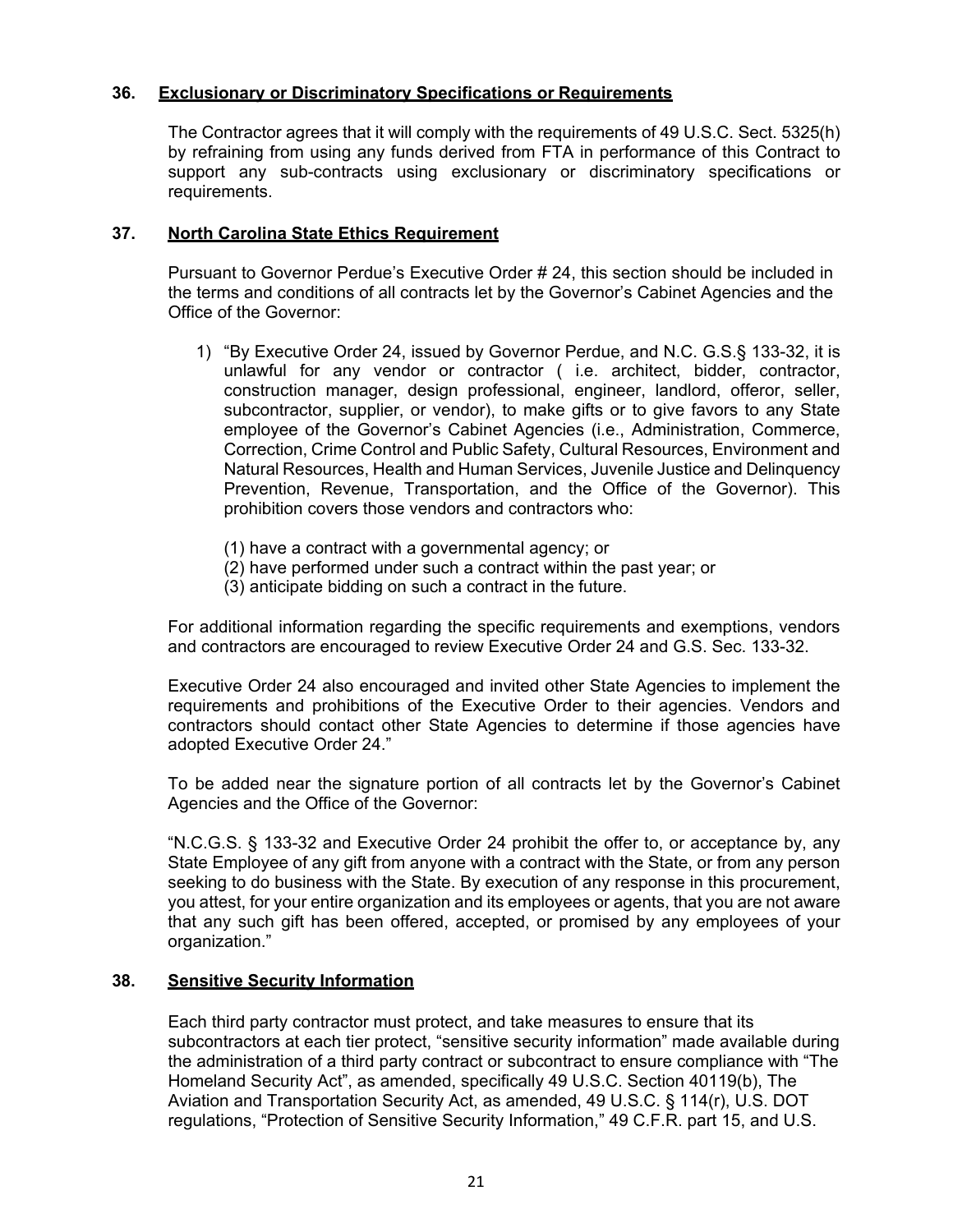## 36. Exclusionary or Discriminatory Specifications or Requirements

The Contractor agrees that it will comply with the requirements of 49 U.S.C. Sect. 5325(h) by refraining from using any funds derived from FTA in performance of this Contract to support any sub-contracts using exclusionary or discriminatory specifications or requirements.

## 37. North Carolina State Ethics Requirement

Pursuant to Governor Perdue's Executive Order # 24, this section should be included in the terms and conditions of all contracts let by the Governor's Cabinet Agencies and the Office of the Governor:

1) "By Executive Order 24, issued by Governor Perdue, and N.C. G.S.§ 133-32, it is unlawful for any vendor or contractor ( i.e. architect, bidder, contractor, construction manager, design professional, engineer, landlord, offeror, seller, subcontractor, supplier, or vendor), to make gifts or to give favors to any State employee of the Governor's Cabinet Agencies (i.e., Administration, Commerce, Correction, Crime Control and Public Safety, Cultural Resources, Environment and Natural Resources, Health and Human Services, Juvenile Justice and Delinquency Prevention, Revenue, Transportation, and the Office of the Governor). This prohibition covers those vendors and contractors who:

   (1) have a contract with a governmental agency; or
   (2) have performed under such a contract within the past year; or
   (3) anticipate bidding on such a contract in the future.

For additional information regarding the specific requirements and exemptions, vendors and contractors are encouraged to review Executive Order 24 and G.S. Sec. 133-32.

Executive Order 24 also encouraged and invited other State Agencies to implement the requirements and prohibitions of the Executive Order to their agencies. Vendors and contractors should contact other State Agencies to determine if those agencies have adopted Executive Order 24."

To be added near the signature portion of all contracts let by the Governor's Cabinet Agencies and the Office of the Governor:

"N.C.G.S. § 133-32 and Executive Order 24 prohibit the offer to, or acceptance by, any State Employee of any gift from anyone with a contract with the State, or from any person seeking to do business with the State. By execution of any response in this procurement, you attest, for your entire organization and its employees or agents, that you are not aware that any such gift has been offered, accepted, or promised by any employees of your organization."

## 38. Sensitive Security Information

Each third party contractor must protect, and take measures to ensure that its subcontractors at each tier protect, "sensitive security information" made available during the administration of a third party contract or subcontract to ensure compliance with "The Homeland Security Act", as amended, specifically 49 U.S.C. Section 40119(b), The Aviation and Transportation Security Act, as amended, 49 U.S.C. § 114(r), U.S. DOT regulations, "Protection of Sensitive Security Information," 49 C.F.R. part 15, and U.S.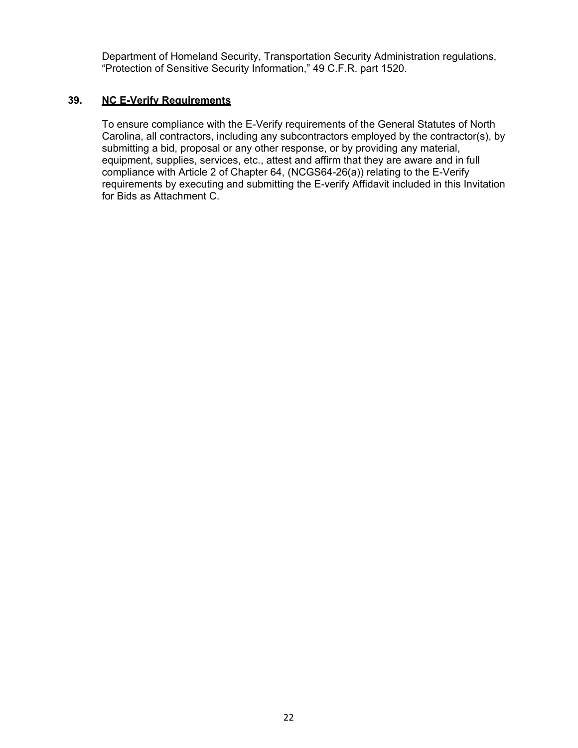Department of Homeland Security, Transportation Security Administration regulations, "Protection of Sensitive Security Information," 49 C.F.R. part 1520.

### 39. NC E-Verify Requirements

To ensure compliance with the E-Verify requirements of the General Statutes of North Carolina, all contractors, including any subcontractors employed by the contractor(s), by submitting a bid, proposal or any other response, or by providing any material, equipment, supplies, services, etc., attest and affirm that they are aware and in full compliance with Article 2 of Chapter 64, (NCGS64-26(a)) relating to the E-Verify requirements by executing and submitting the E-verify Affidavit included in this Invitation for Bids as Attachment C.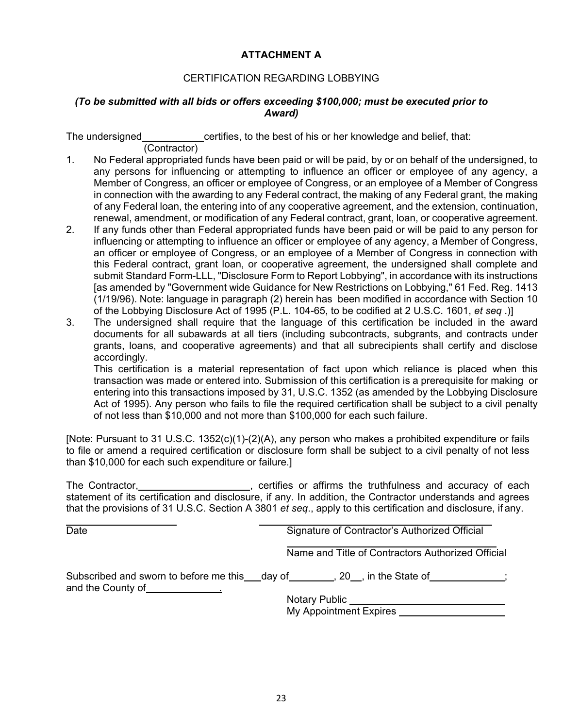# ATTACHMENT A

## CERTIFICATION REGARDING LOBBYING

***(To be submitted with all bids or offers exceeding $100,000; must be executed prior to Award)***

The undersigned ___________ certifies, to the best of his or her knowledge and belief, that:
(Contractor)

1. No Federal appropriated funds have been paid or will be paid, by or on behalf of the undersigned, to any persons for influencing or attempting to influence an officer or employee of any agency, a Member of Congress, an officer or employee of Congress, or an employee of a Member of Congress in connection with the awarding to any Federal contract, the making of any Federal grant, the making of any Federal loan, the entering into of any cooperative agreement, and the extension, continuation, renewal, amendment, or modification of any Federal contract, grant, loan, or cooperative agreement.
2. If any funds other than Federal appropriated funds have been paid or will be paid to any person for influencing or attempting to influence an officer or employee of any agency, a Member of Congress, an officer or employee of Congress, or an employee of a Member of Congress in connection with this Federal contract, grant loan, or cooperative agreement, the undersigned shall complete and submit Standard Form-LLL, "Disclosure Form to Report Lobbying", in accordance with its instructions [as amended by "Government wide Guidance for New Restrictions on Lobbying," 61 Fed. Reg. 1413 (1/19/96). Note: language in paragraph (2) herein has been modified in accordance with Section 10 of the Lobbying Disclosure Act of 1995 (P.L. 104-65, to be codified at 2 U.S.C. 1601, *et seq* .)]
3. The undersigned shall require that the language of this certification be included in the award documents for all subawards at all tiers (including subcontracts, subgrants, and contracts under grants, loans, and cooperative agreements) and that all subrecipients shall certify and disclose accordingly.

   This certification is a material representation of fact upon which reliance is placed when this transaction was made or entered into. Submission of this certification is a prerequisite for making or entering into this transactions imposed by 31, U.S.C. 1352 (as amended by the Lobbying Disclosure Act of 1995). Any person who fails to file the required certification shall be subject to a civil penalty of not less than $10,000 and not more than $100,000 for each such failure.

[Note: Pursuant to 31 U.S.C. 1352(c)(1)-(2)(A), any person who makes a prohibited expenditure or fails to file or amend a required certification or disclosure form shall be subject to a civil penalty of not less than $10,000 for each such expenditure or failure.]

The Contractor, ____________________, certifies or affirms the truthfulness and accuracy of each statement of its certification and disclosure, if any. In addition, the Contractor understands and agrees that the provisions of 31 U.S.C. Section A 3801 *et seq*., apply to this certification and disclosure, if any.

____________________ ____________________________________
Date Signature of Contractor's Authorized Official

____________________________________
Name and Title of Contractors Authorized Official

Subscribed and sworn to before me this___day of________, 20__, in the State of_____________; and the County of_____________.

Notary Public ____________________________
My Appointment Expires ____________________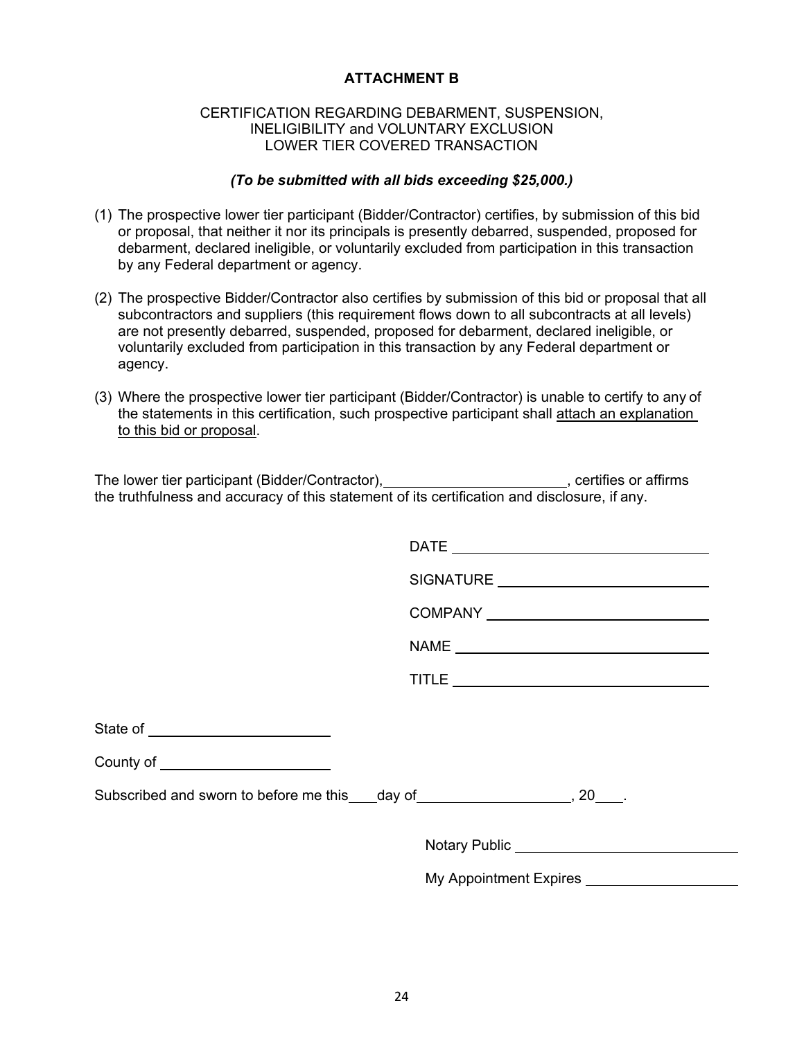## ATTACHMENT B

CERTIFICATION REGARDING DEBARMENT, SUSPENSION,
INELIGIBILITY and VOLUNTARY EXCLUSION
LOWER TIER COVERED TRANSACTION

***(To be submitted with all bids exceeding $25,000.)***

(1) The prospective lower tier participant (Bidder/Contractor) certifies, by submission of this bid or proposal, that neither it nor its principals is presently debarred, suspended, proposed for debarment, declared ineligible, or voluntarily excluded from participation in this transaction by any Federal department or agency.

(2) The prospective Bidder/Contractor also certifies by submission of this bid or proposal that all subcontractors and suppliers (this requirement flows down to all subcontracts at all levels) are not presently debarred, suspended, proposed for debarment, declared ineligible, or voluntarily excluded from participation in this transaction by any Federal department or agency.

(3) Where the prospective lower tier participant (Bidder/Contractor) is unable to certify to any of the statements in this certification, such prospective participant shall <u>attach an explanation to this bid or proposal</u>.

The lower tier participant (Bidder/Contractor), ______________________, certifies or affirms the truthfulness and accuracy of this statement of its certification and disclosure, if any.

DATE ______________________________

SIGNATURE ___________________________

COMPANY ____________________________

NAME _______________________________

TITLE _______________________________

State of ______________________

County of _____________________

Subscribed and sworn to before me this ___ day of __________________, 20___.

Notary Public ____________________________

My Appointment Expires __________________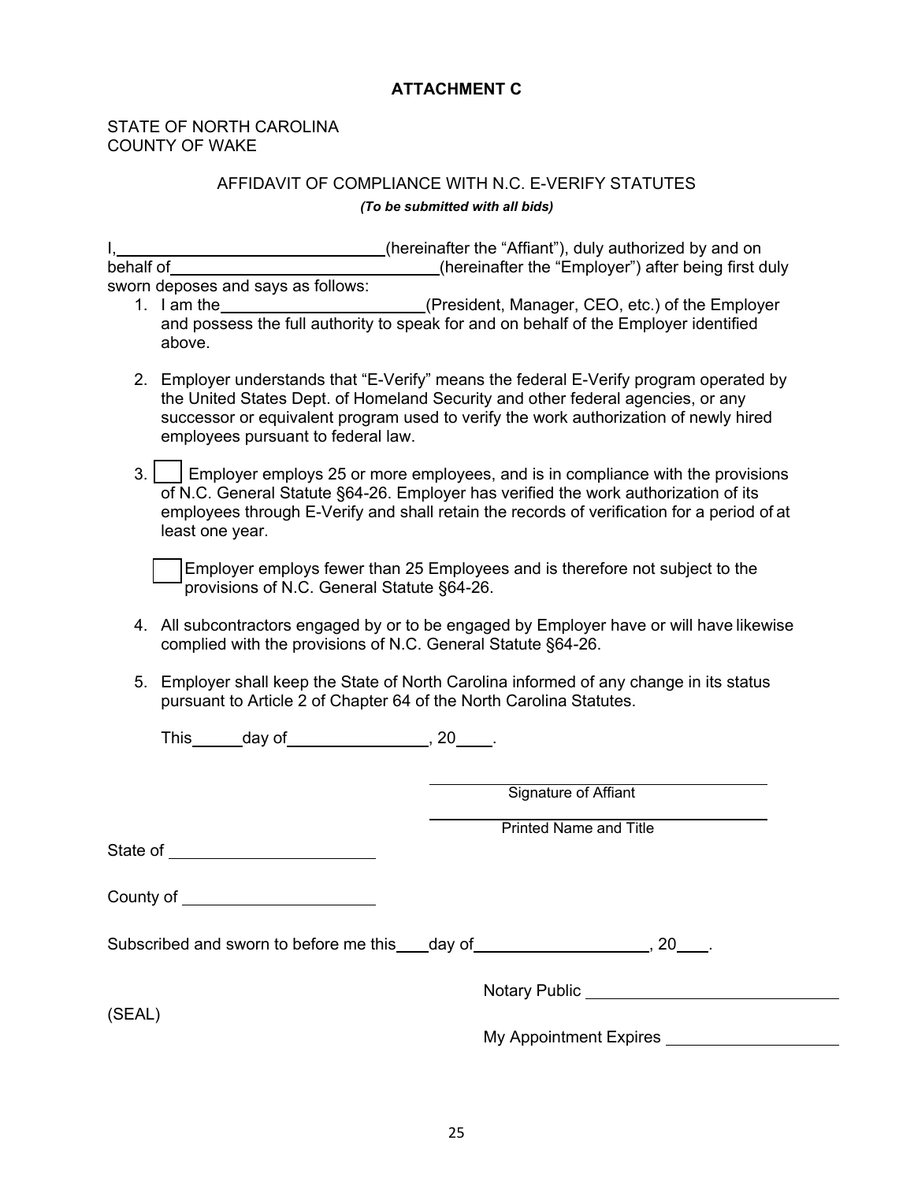# ATTACHMENT C

STATE OF NORTH CAROLINA
COUNTY OF WAKE

## AFFIDAVIT OF COMPLIANCE WITH N.C. E-VERIFY STATUTES

***(To be submitted with all bids)***

I, ______________________________ (hereinafter the "Affiant"), duly authorized by and on behalf of ______________________________ (hereinafter the "Employer") after being first duly sworn deposes and says as follows:

1. I am the ______________________ (President, Manager, CEO, etc.) of the Employer and possess the full authority to speak for and on behalf of the Employer identified above.

2. Employer understands that "E-Verify" means the federal E-Verify program operated by the United States Dept. of Homeland Security and other federal agencies, or any successor or equivalent program used to verify the work authorization of newly hired employees pursuant to federal law.

3. ☐ Employer employs 25 or more employees, and is in compliance with the provisions of N.C. General Statute §64-26. Employer has verified the work authorization of its employees through E-Verify and shall retain the records of verification for a period of at least one year.

   ☐ Employer employs fewer than 25 Employees and is therefore not subject to the provisions of N.C. General Statute §64-26.

4. All subcontractors engaged by or to be engaged by Employer have or will have likewise complied with the provisions of N.C. General Statute §64-26.

5. Employer shall keep the State of North Carolina informed of any change in its status pursuant to Article 2 of Chapter 64 of the North Carolina Statutes.

This ______ day of ________________, 20____.

______________________________________
Signature of Affiant

______________________________________
Printed Name and Title

State of ______________________

County of ______________________

Subscribed and sworn to before me this ____ day of ____________________, 20____.

Notary Public ____________________________

(SEAL)

My Appointment Expires ____________________